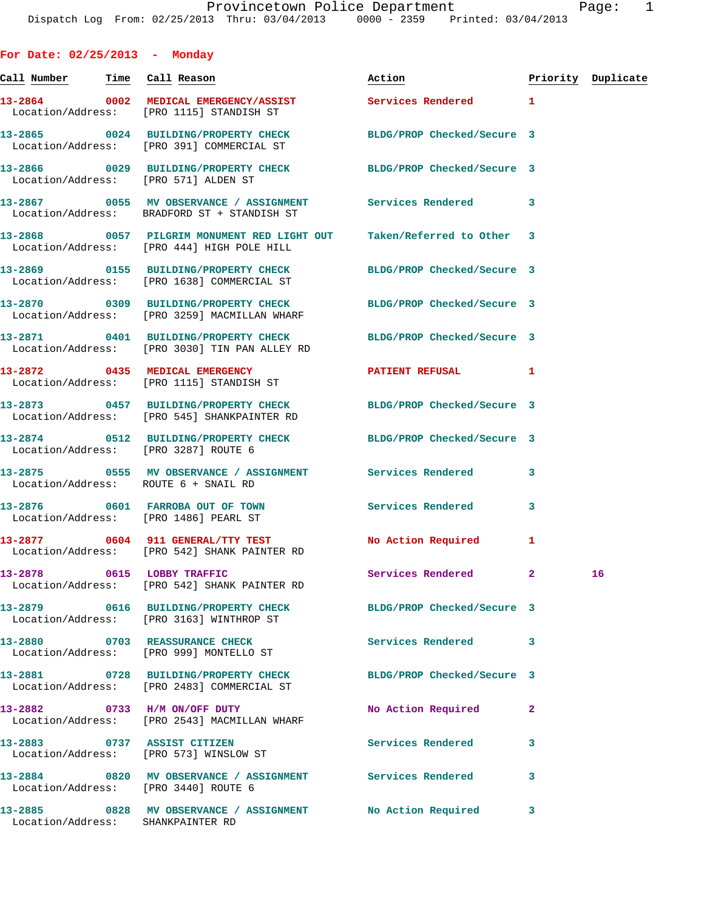Provincetown Police Department
Dispatch Log From: 02/25/2013 Thru: 03/04/2013 0000 - 2359 Printed: 03/04/2013

## For Date: 02/25/2013 - Monday

| Call Number | Time | Call Reason | Action | Priority | Duplicate |
|---|---|---|---|---|---|
| 13-2864 | 0002 | MEDICAL EMERGENCY/ASSIST | Services Rendered | 1 | |
| Location/Address: | | [PRO 1115] STANDISH ST | | | |
| 13-2865 | 0024 | BUILDING/PROPERTY CHECK | BLDG/PROP Checked/Secure | 3 | |
| Location/Address: | | [PRO 391] COMMERCIAL ST | | | |
| 13-2866 | 0029 | BUILDING/PROPERTY CHECK | BLDG/PROP Checked/Secure | 3 | |
| Location/Address: | | [PRO 571] ALDEN ST | | | |
| 13-2867 | 0055 | MV OBSERVANCE / ASSIGNMENT | Services Rendered | 3 | |
| Location/Address: | | BRADFORD ST + STANDISH ST | | | |
| 13-2868 | 0057 | PILGRIM MONUMENT RED LIGHT OUT | Taken/Referred to Other | 3 | |
| Location/Address: | | [PRO 444] HIGH POLE HILL | | | |
| 13-2869 | 0155 | BUILDING/PROPERTY CHECK | BLDG/PROP Checked/Secure | 3 | |
| Location/Address: | | [PRO 1638] COMMERCIAL ST | | | |
| 13-2870 | 0309 | BUILDING/PROPERTY CHECK | BLDG/PROP Checked/Secure | 3 | |
| Location/Address: | | [PRO 3259] MACMILLAN WHARF | | | |
| 13-2871 | 0401 | BUILDING/PROPERTY CHECK | BLDG/PROP Checked/Secure | 3 | |
| Location/Address: | | [PRO 3030] TIN PAN ALLEY RD | | | |
| 13-2872 | 0435 | MEDICAL EMERGENCY | PATIENT REFUSAL | 1 | |
| Location/Address: | | [PRO 1115] STANDISH ST | | | |
| 13-2873 | 0457 | BUILDING/PROPERTY CHECK | BLDG/PROP Checked/Secure | 3 | |
| Location/Address: | | [PRO 545] SHANKPAINTER RD | | | |
| 13-2874 | 0512 | BUILDING/PROPERTY CHECK | BLDG/PROP Checked/Secure | 3 | |
| Location/Address: | | [PRO 3287] ROUTE 6 | | | |
| 13-2875 | 0555 | MV OBSERVANCE / ASSIGNMENT | Services Rendered | 3 | |
| Location/Address: | | ROUTE 6 + SNAIL RD | | | |
| 13-2876 | 0601 | FARROBA OUT OF TOWN | Services Rendered | 3 | |
| Location/Address: | | [PRO 1486] PEARL ST | | | |
| 13-2877 | 0604 | 911 GENERAL/TTY TEST | No Action Required | 1 | |
| Location/Address: | | [PRO 542] SHANK PAINTER RD | | | |
| 13-2878 | 0615 | LOBBY TRAFFIC | Services Rendered | 2 | 16 |
| Location/Address: | | [PRO 542] SHANK PAINTER RD | | | |
| 13-2879 | 0616 | BUILDING/PROPERTY CHECK | BLDG/PROP Checked/Secure | 3 | |
| Location/Address: | | [PRO 3163] WINTHROP ST | | | |
| 13-2880 | 0703 | REASSURANCE CHECK | Services Rendered | 3 | |
| Location/Address: | | [PRO 999] MONTELLO ST | | | |
| 13-2881 | 0728 | BUILDING/PROPERTY CHECK | BLDG/PROP Checked/Secure | 3 | |
| Location/Address: | | [PRO 2483] COMMERCIAL ST | | | |
| 13-2882 | 0733 | H/M ON/OFF DUTY | No Action Required | 2 | |
| Location/Address: | | [PRO 2543] MACMILLAN WHARF | | | |
| 13-2883 | 0737 | ASSIST CITIZEN | Services Rendered | 3 | |
| Location/Address: | | [PRO 573] WINSLOW ST | | | |
| 13-2884 | 0820 | MV OBSERVANCE / ASSIGNMENT | Services Rendered | 3 | |
| Location/Address: | | [PRO 3440] ROUTE 6 | | | |
| 13-2885 | 0828 | MV OBSERVANCE / ASSIGNMENT | No Action Required | 3 | |
| Location/Address: | | SHANKPAINTER RD | | | |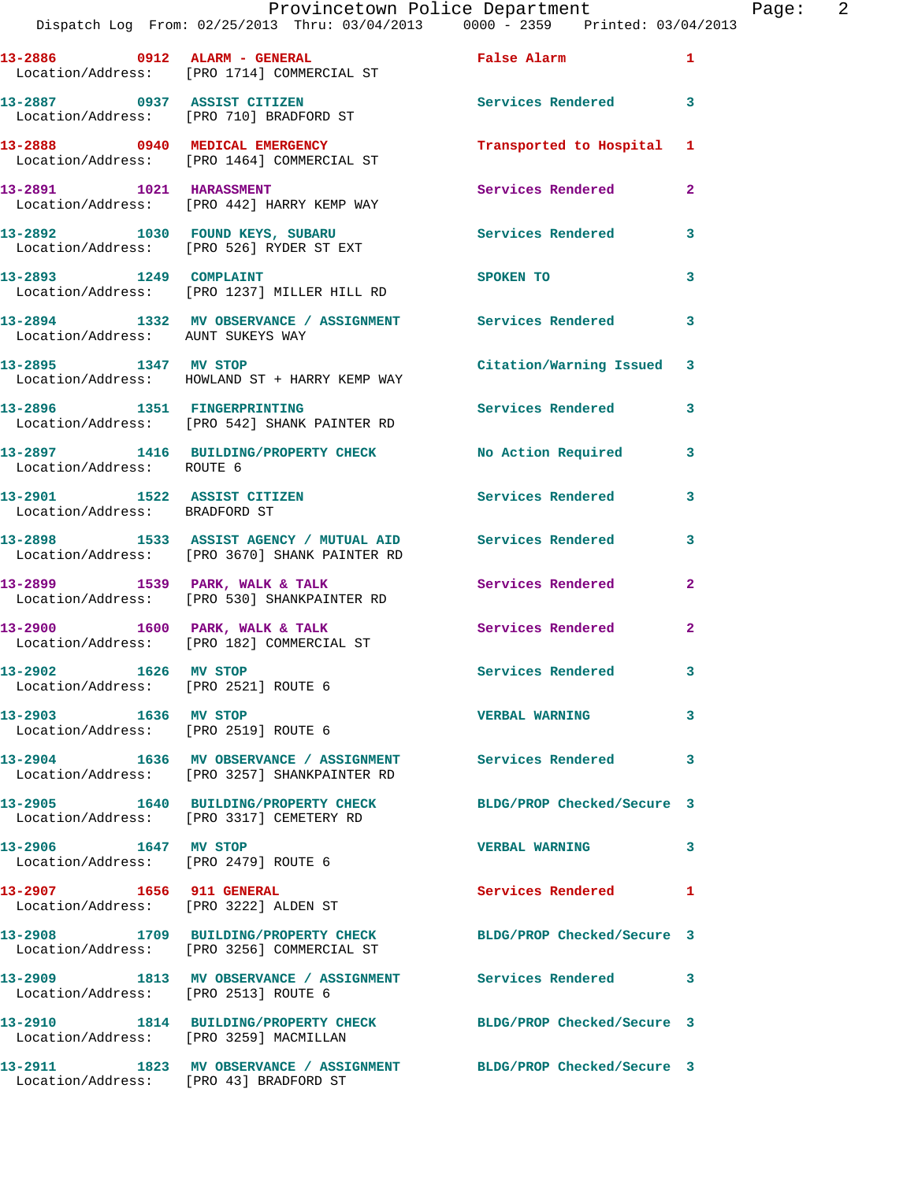| Call # | Time | Call Type | Disposition | Priority |
|---|---|---|---|---|
| 13-2886 | 0912 | ALARM - GENERAL | False Alarm | 1 |
| Location/Address: | | [PRO 1714] COMMERCIAL ST | | |
| 13-2887 | 0937 | ASSIST CITIZEN | Services Rendered | 3 |
| Location/Address: | | [PRO 710] BRADFORD ST | | |
| 13-2888 | 0940 | MEDICAL EMERGENCY | Transported to Hospital | 1 |
| Location/Address: | | [PRO 1464] COMMERCIAL ST | | |
| 13-2891 | 1021 | HARASSMENT | Services Rendered | 2 |
| Location/Address: | | [PRO 442] HARRY KEMP WAY | | |
| 13-2892 | 1030 | FOUND KEYS, SUBARU | Services Rendered | 3 |
| Location/Address: | | [PRO 526] RYDER ST EXT | | |
| 13-2893 | 1249 | COMPLAINT | SPOKEN TO | 3 |
| Location/Address: | | [PRO 1237] MILLER HILL RD | | |
| 13-2894 | 1332 | MV OBSERVANCE / ASSIGNMENT | Services Rendered | 3 |
| Location/Address: | | AUNT SUKEYS WAY | | |
| 13-2895 | 1347 | MV STOP | Citation/Warning Issued | 3 |
| Location/Address: | | HOWLAND ST + HARRY KEMP WAY | | |
| 13-2896 | 1351 | FINGERPRINTING | Services Rendered | 3 |
| Location/Address: | | [PRO 542] SHANK PAINTER RD | | |
| 13-2897 | 1416 | BUILDING/PROPERTY CHECK | No Action Required | 3 |
| Location/Address: | | ROUTE 6 | | |
| 13-2901 | 1522 | ASSIST CITIZEN | Services Rendered | 3 |
| Location/Address: | | BRADFORD ST | | |
| 13-2898 | 1533 | ASSIST AGENCY / MUTUAL AID | Services Rendered | 3 |
| Location/Address: | | [PRO 3670] SHANK PAINTER RD | | |
| 13-2899 | 1539 | PARK, WALK & TALK | Services Rendered | 2 |
| Location/Address: | | [PRO 530] SHANKPAINTER RD | | |
| 13-2900 | 1600 | PARK, WALK & TALK | Services Rendered | 2 |
| Location/Address: | | [PRO 182] COMMERCIAL ST | | |
| 13-2902 | 1626 | MV STOP | Services Rendered | 3 |
| Location/Address: | | [PRO 2521] ROUTE 6 | | |
| 13-2903 | 1636 | MV STOP | VERBAL WARNING | 3 |
| Location/Address: | | [PRO 2519] ROUTE 6 | | |
| 13-2904 | 1636 | MV OBSERVANCE / ASSIGNMENT | Services Rendered | 3 |
| Location/Address: | | [PRO 3257] SHANKPAINTER RD | | |
| 13-2905 | 1640 | BUILDING/PROPERTY CHECK | BLDG/PROP Checked/Secure | 3 |
| Location/Address: | | [PRO 3317] CEMETERY RD | | |
| 13-2906 | 1647 | MV STOP | VERBAL WARNING | 3 |
| Location/Address: | | [PRO 2479] ROUTE 6 | | |
| 13-2907 | 1656 | 911 GENERAL | Services Rendered | 1 |
| Location/Address: | | [PRO 3222] ALDEN ST | | |
| 13-2908 | 1709 | BUILDING/PROPERTY CHECK | BLDG/PROP Checked/Secure | 3 |
| Location/Address: | | [PRO 3256] COMMERCIAL ST | | |
| 13-2909 | 1813 | MV OBSERVANCE / ASSIGNMENT | Services Rendered | 3 |
| Location/Address: | | [PRO 2513] ROUTE 6 | | |
| 13-2910 | 1814 | BUILDING/PROPERTY CHECK | BLDG/PROP Checked/Secure | 3 |
| Location/Address: | | [PRO 3259] MACMILLAN | | |
| 13-2911 | 1823 | MV OBSERVANCE / ASSIGNMENT | BLDG/PROP Checked/Secure | 3 |
| Location/Address: | | [PRO 43] BRADFORD ST | | |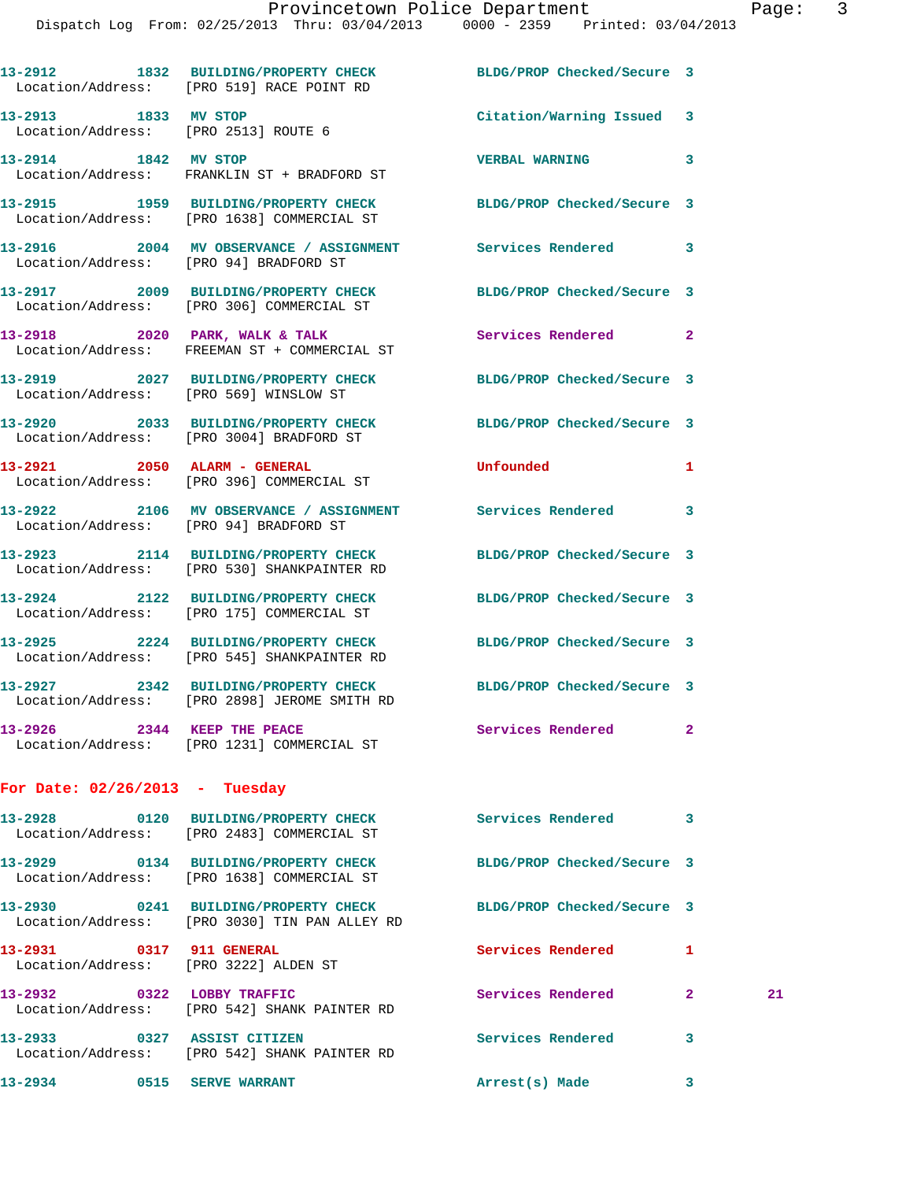13-2912 1832 BUILDING/PROPERTY CHECK BLDG/PROP Checked/Secure 3
Location/Address: [PRO 519] RACE POINT RD

13-2913 1833 MV STOP Citation/Warning Issued 3
Location/Address: [PRO 2513] ROUTE 6

13-2914 1842 MV STOP VERBAL WARNING 3
Location/Address: FRANKLIN ST + BRADFORD ST

13-2915 1959 BUILDING/PROPERTY CHECK BLDG/PROP Checked/Secure 3
Location/Address: [PRO 1638] COMMERCIAL ST

13-2916 2004 MV OBSERVANCE / ASSIGNMENT Services Rendered 3
Location/Address: [PRO 94] BRADFORD ST

13-2917 2009 BUILDING/PROPERTY CHECK BLDG/PROP Checked/Secure 3
Location/Address: [PRO 306] COMMERCIAL ST

13-2918 2020 PARK, WALK & TALK Services Rendered 2
Location/Address: FREEMAN ST + COMMERCIAL ST

13-2919 2027 BUILDING/PROPERTY CHECK BLDG/PROP Checked/Secure 3
Location/Address: [PRO 569] WINSLOW ST

13-2920 2033 BUILDING/PROPERTY CHECK BLDG/PROP Checked/Secure 3
Location/Address: [PRO 3004] BRADFORD ST

13-2921 2050 ALARM - GENERAL Unfounded 1
Location/Address: [PRO 396] COMMERCIAL ST

13-2922 2106 MV OBSERVANCE / ASSIGNMENT Services Rendered 3
Location/Address: [PRO 94] BRADFORD ST

13-2923 2114 BUILDING/PROPERTY CHECK BLDG/PROP Checked/Secure 3
Location/Address: [PRO 530] SHANKPAINTER RD

13-2924 2122 BUILDING/PROPERTY CHECK BLDG/PROP Checked/Secure 3
Location/Address: [PRO 175] COMMERCIAL ST

13-2925 2224 BUILDING/PROPERTY CHECK BLDG/PROP Checked/Secure 3
Location/Address: [PRO 545] SHANKPAINTER RD

13-2927 2342 BUILDING/PROPERTY CHECK BLDG/PROP Checked/Secure 3
Location/Address: [PRO 2898] JEROME SMITH RD

13-2926 2344 KEEP THE PEACE Services Rendered 2
Location/Address: [PRO 1231] COMMERCIAL ST

## For Date: 02/26/2013 - Tuesday

13-2928 0120 BUILDING/PROPERTY CHECK Services Rendered 3
Location/Address: [PRO 2483] COMMERCIAL ST

13-2929 0134 BUILDING/PROPERTY CHECK BLDG/PROP Checked/Secure 3
Location/Address: [PRO 1638] COMMERCIAL ST

13-2930 0241 BUILDING/PROPERTY CHECK BLDG/PROP Checked/Secure 3
Location/Address: [PRO 3030] TIN PAN ALLEY RD

13-2931 0317 911 GENERAL Services Rendered 1
Location/Address: [PRO 3222] ALDEN ST

13-2932 0322 LOBBY TRAFFIC Services Rendered 2 21
Location/Address: [PRO 542] SHANK PAINTER RD

13-2933 0327 ASSIST CITIZEN Services Rendered 3
Location/Address: [PRO 542] SHANK PAINTER RD

13-2934 0515 SERVE WARRANT Arrest(s) Made 3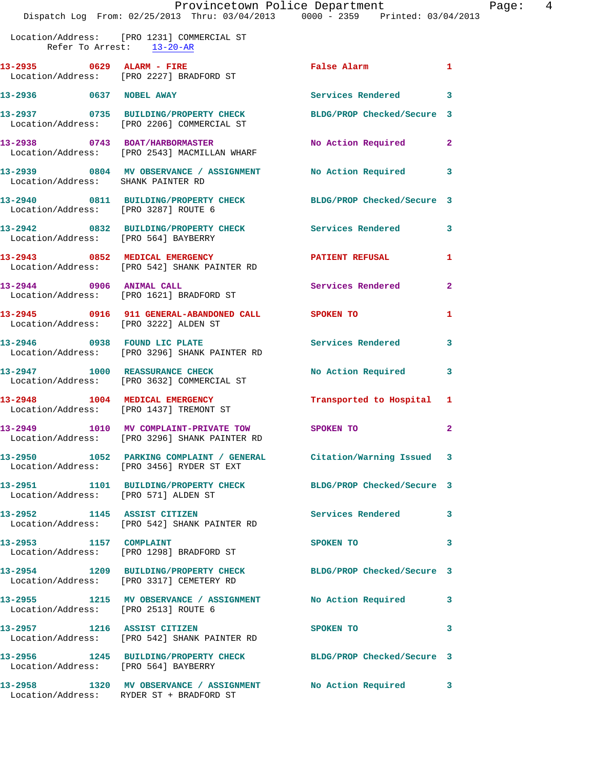Location/Address: [PRO 1231] COMMERCIAL ST
Refer To Arrest: 13-20-AR

| Call # | Time | Call Reason | Action | Priority |
|---|---|---|---|---|
| 13-2935 | 0629 | ALARM - FIRE | False Alarm | 1 |
| | | Location/Address: [PRO 2227] BRADFORD ST | | |
| 13-2936 | 0637 | NOBEL AWAY | Services Rendered | 3 |
| 13-2937 | 0735 | BUILDING/PROPERTY CHECK | BLDG/PROP Checked/Secure | 3 |
| | | Location/Address: [PRO 2206] COMMERCIAL ST | | |
| 13-2938 | 0743 | BOAT/HARBORMASTER | No Action Required | 2 |
| | | Location/Address: [PRO 2543] MACMILLAN WHARF | | |
| 13-2939 | 0804 | MV OBSERVANCE / ASSIGNMENT | No Action Required | 3 |
| | | Location/Address: SHANK PAINTER RD | | |
| 13-2940 | 0811 | BUILDING/PROPERTY CHECK | BLDG/PROP Checked/Secure | 3 |
| | | Location/Address: [PRO 3287] ROUTE 6 | | |
| 13-2942 | 0832 | BUILDING/PROPERTY CHECK | Services Rendered | 3 |
| | | Location/Address: [PRO 564] BAYBERRY | | |
| 13-2943 | 0852 | MEDICAL EMERGENCY | PATIENT REFUSAL | 1 |
| | | Location/Address: [PRO 542] SHANK PAINTER RD | | |
| 13-2944 | 0906 | ANIMAL CALL | Services Rendered | 2 |
| | | Location/Address: [PRO 1621] BRADFORD ST | | |
| 13-2945 | 0916 | 911 GENERAL-ABANDONED CALL | SPOKEN TO | 1 |
| | | Location/Address: [PRO 3222] ALDEN ST | | |
| 13-2946 | 0938 | FOUND LIC PLATE | Services Rendered | 3 |
| | | Location/Address: [PRO 3296] SHANK PAINTER RD | | |
| 13-2947 | 1000 | REASSURANCE CHECK | No Action Required | 3 |
| | | Location/Address: [PRO 3632] COMMERCIAL ST | | |
| 13-2948 | 1004 | MEDICAL EMERGENCY | Transported to Hospital | 1 |
| | | Location/Address: [PRO 1437] TREMONT ST | | |
| 13-2949 | 1010 | MV COMPLAINT-PRIVATE TOW | SPOKEN TO | 2 |
| | | Location/Address: [PRO 3296] SHANK PAINTER RD | | |
| 13-2950 | 1052 | PARKING COMPLAINT / GENERAL | Citation/Warning Issued | 3 |
| | | Location/Address: [PRO 3456] RYDER ST EXT | | |
| 13-2951 | 1101 | BUILDING/PROPERTY CHECK | BLDG/PROP Checked/Secure | 3 |
| | | Location/Address: [PRO 571] ALDEN ST | | |
| 13-2952 | 1145 | ASSIST CITIZEN | Services Rendered | 3 |
| | | Location/Address: [PRO 542] SHANK PAINTER RD | | |
| 13-2953 | 1157 | COMPLAINT | SPOKEN TO | 3 |
| | | Location/Address: [PRO 1298] BRADFORD ST | | |
| 13-2954 | 1209 | BUILDING/PROPERTY CHECK | BLDG/PROP Checked/Secure | 3 |
| | | Location/Address: [PRO 3317] CEMETERY RD | | |
| 13-2955 | 1215 | MV OBSERVANCE / ASSIGNMENT | No Action Required | 3 |
| | | Location/Address: [PRO 2513] ROUTE 6 | | |
| 13-2957 | 1216 | ASSIST CITIZEN | SPOKEN TO | 3 |
| | | Location/Address: [PRO 542] SHANK PAINTER RD | | |
| 13-2956 | 1245 | BUILDING/PROPERTY CHECK | BLDG/PROP Checked/Secure | 3 |
| | | Location/Address: [PRO 564] BAYBERRY | | |
| 13-2958 | 1320 | MV OBSERVANCE / ASSIGNMENT | No Action Required | 3 |
| | | Location/Address: RYDER ST + BRADFORD ST | | |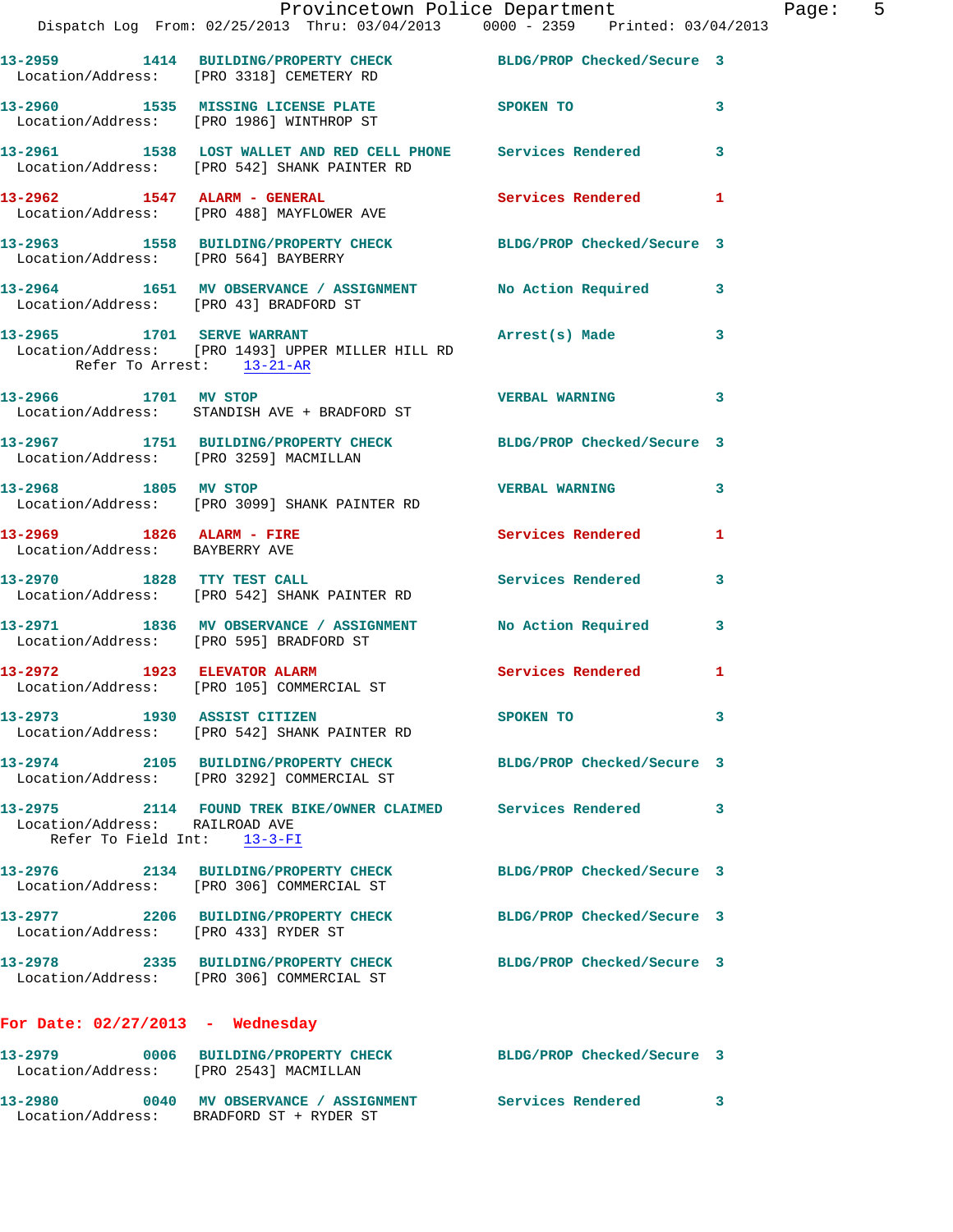13-2959 1414 BUILDING/PROPERTY CHECK BLDG/PROP Checked/Secure 3
Location/Address: [PRO 3318] CEMETERY RD

13-2960 1535 MISSING LICENSE PLATE SPOKEN TO 3
Location/Address: [PRO 1986] WINTHROP ST

13-2961 1538 LOST WALLET AND RED CELL PHONE Services Rendered 3
Location/Address: [PRO 542] SHANK PAINTER RD

13-2962 1547 ALARM - GENERAL Services Rendered 1
Location/Address: [PRO 488] MAYFLOWER AVE

13-2963 1558 BUILDING/PROPERTY CHECK BLDG/PROP Checked/Secure 3
Location/Address: [PRO 564] BAYBERRY

13-2964 1651 MV OBSERVANCE / ASSIGNMENT No Action Required 3
Location/Address: [PRO 43] BRADFORD ST

13-2965 1701 SERVE WARRANT Arrest(s) Made 3
Location/Address: [PRO 1493] UPPER MILLER HILL RD
Refer To Arrest: 13-21-AR

13-2966 1701 MV STOP VERBAL WARNING 3
Location/Address: STANDISH AVE + BRADFORD ST

13-2967 1751 BUILDING/PROPERTY CHECK BLDG/PROP Checked/Secure 3
Location/Address: [PRO 3259] MACMILLAN

13-2968 1805 MV STOP VERBAL WARNING 3
Location/Address: [PRO 3099] SHANK PAINTER RD

13-2969 1826 ALARM - FIRE Services Rendered 1
Location/Address: BAYBERRY AVE

13-2970 1828 TTY TEST CALL Services Rendered 3
Location/Address: [PRO 542] SHANK PAINTER RD

13-2971 1836 MV OBSERVANCE / ASSIGNMENT No Action Required 3
Location/Address: [PRO 595] BRADFORD ST

13-2972 1923 ELEVATOR ALARM Services Rendered 1
Location/Address: [PRO 105] COMMERCIAL ST

13-2973 1930 ASSIST CITIZEN SPOKEN TO 3
Location/Address: [PRO 542] SHANK PAINTER RD

13-2974 2105 BUILDING/PROPERTY CHECK BLDG/PROP Checked/Secure 3
Location/Address: [PRO 3292] COMMERCIAL ST

13-2975 2114 FOUND TREK BIKE/OWNER CLAIMED Services Rendered 3
Location/Address: RAILROAD AVE
Refer To Field Int: 13-3-FI

13-2976 2134 BUILDING/PROPERTY CHECK BLDG/PROP Checked/Secure 3
Location/Address: [PRO 306] COMMERCIAL ST

13-2977 2206 BUILDING/PROPERTY CHECK BLDG/PROP Checked/Secure 3
Location/Address: [PRO 433] RYDER ST

13-2978 2335 BUILDING/PROPERTY CHECK BLDG/PROP Checked/Secure 3
Location/Address: [PRO 306] COMMERCIAL ST

**For Date: 02/27/2013 - Wednesday**

13-2979 0006 BUILDING/PROPERTY CHECK BLDG/PROP Checked/Secure 3
Location/Address: [PRO 2543] MACMILLAN

13-2980 0040 MV OBSERVANCE / ASSIGNMENT Services Rendered 3
Location/Address: BRADFORD ST + RYDER ST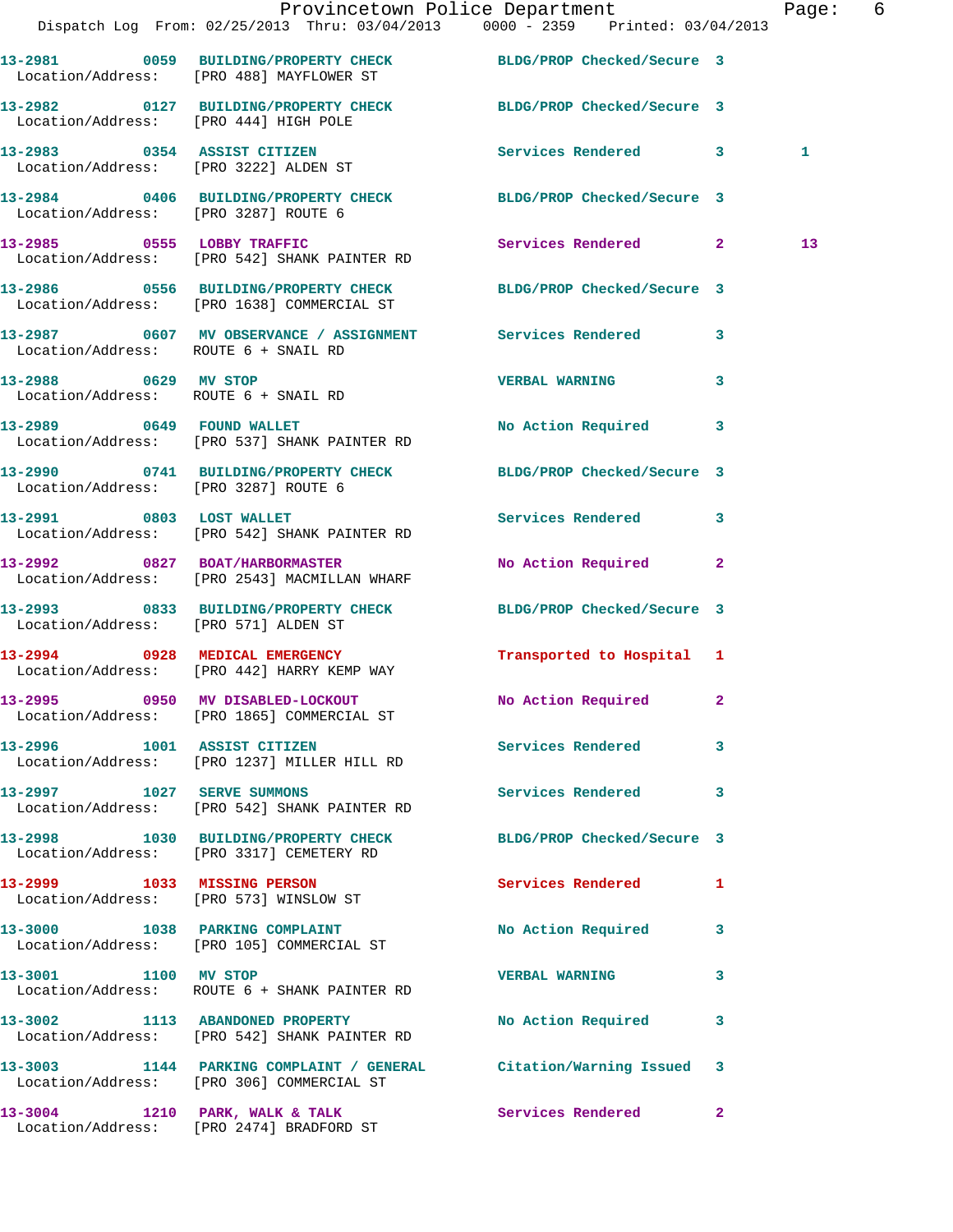13-2981 0059 BUILDING/PROPERTY CHECK BLDG/PROP Checked/Secure 3
Location/Address: [PRO 488] MAYFLOWER ST

13-2982 0127 BUILDING/PROPERTY CHECK BLDG/PROP Checked/Secure 3
Location/Address: [PRO 444] HIGH POLE

13-2983 0354 ASSIST CITIZEN Services Rendered 3 1
Location/Address: [PRO 3222] ALDEN ST

13-2984 0406 BUILDING/PROPERTY CHECK BLDG/PROP Checked/Secure 3
Location/Address: [PRO 3287] ROUTE 6

13-2985 0555 LOBBY TRAFFIC Services Rendered 2 13
Location/Address: [PRO 542] SHANK PAINTER RD

13-2986 0556 BUILDING/PROPERTY CHECK BLDG/PROP Checked/Secure 3
Location/Address: [PRO 1638] COMMERCIAL ST

13-2987 0607 MV OBSERVANCE / ASSIGNMENT Services Rendered 3
Location/Address: ROUTE 6 + SNAIL RD

13-2988 0629 MV STOP VERBAL WARNING 3
Location/Address: ROUTE 6 + SNAIL RD

13-2989 0649 FOUND WALLET No Action Required 3
Location/Address: [PRO 537] SHANK PAINTER RD

13-2990 0741 BUILDING/PROPERTY CHECK BLDG/PROP Checked/Secure 3
Location/Address: [PRO 3287] ROUTE 6

13-2991 0803 LOST WALLET Services Rendered 3
Location/Address: [PRO 542] SHANK PAINTER RD

13-2992 0827 BOAT/HARBORMASTER No Action Required 2
Location/Address: [PRO 2543] MACMILLAN WHARF

13-2993 0833 BUILDING/PROPERTY CHECK BLDG/PROP Checked/Secure 3
Location/Address: [PRO 571] ALDEN ST

13-2994 0928 MEDICAL EMERGENCY Transported to Hospital 1
Location/Address: [PRO 442] HARRY KEMP WAY

13-2995 0950 MV DISABLED-LOCKOUT No Action Required 2
Location/Address: [PRO 1865] COMMERCIAL ST

13-2996 1001 ASSIST CITIZEN Services Rendered 3
Location/Address: [PRO 1237] MILLER HILL RD

13-2997 1027 SERVE SUMMONS Services Rendered 3
Location/Address: [PRO 542] SHANK PAINTER RD

13-2998 1030 BUILDING/PROPERTY CHECK BLDG/PROP Checked/Secure 3
Location/Address: [PRO 3317] CEMETERY RD

13-2999 1033 MISSING PERSON Services Rendered 1
Location/Address: [PRO 573] WINSLOW ST

13-3000 1038 PARKING COMPLAINT No Action Required 3
Location/Address: [PRO 105] COMMERCIAL ST

13-3001 1100 MV STOP VERBAL WARNING 3
Location/Address: ROUTE 6 + SHANK PAINTER RD

13-3002 1113 ABANDONED PROPERTY No Action Required 3
Location/Address: [PRO 542] SHANK PAINTER RD

13-3003 1144 PARKING COMPLAINT / GENERAL Citation/Warning Issued 3
Location/Address: [PRO 306] COMMERCIAL ST

13-3004 1210 PARK, WALK & TALK Services Rendered 2
Location/Address: [PRO 2474] BRADFORD ST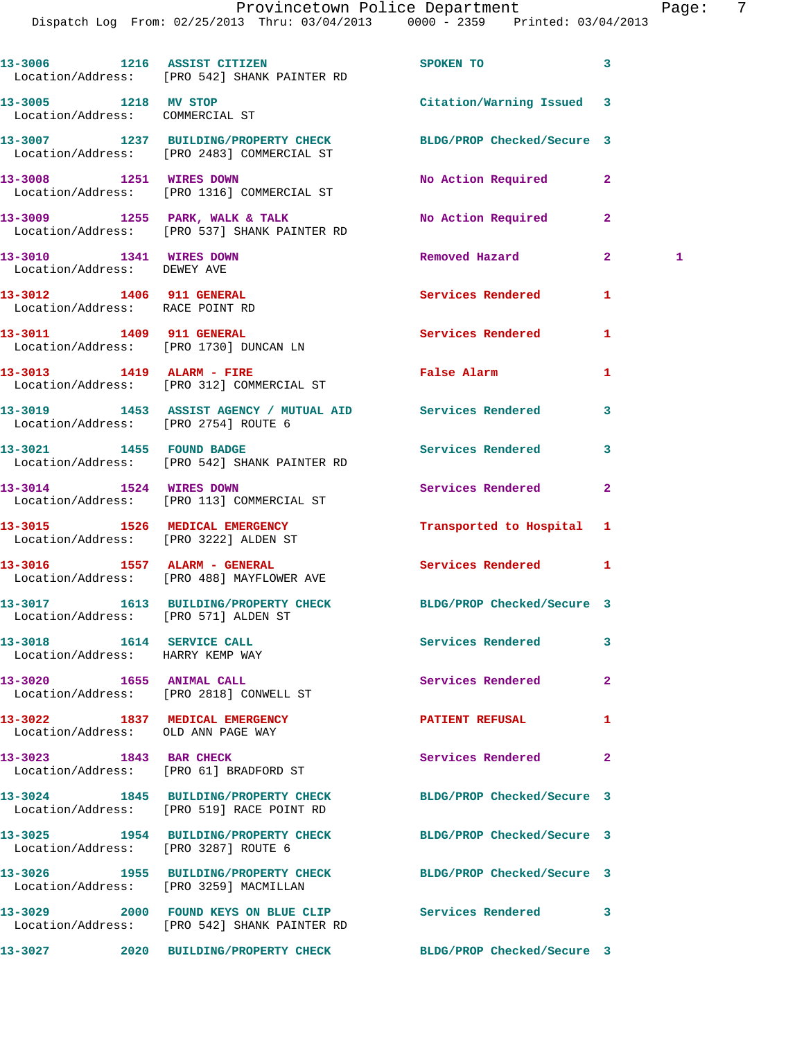| Call # | Time | Call Reason | Action | Priority | |
|---|---|---|---|---|---|
| 13-3006 | 1216 | ASSIST CITIZEN | SPOKEN TO | 3 | |
| Location/Address: | | [PRO 542] SHANK PAINTER RD | | | |
| 13-3005 | 1218 | MV STOP | Citation/Warning Issued | 3 | |
| Location/Address: | | COMMERCIAL ST | | | |
| 13-3007 | 1237 | BUILDING/PROPERTY CHECK | BLDG/PROP Checked/Secure | 3 | |
| Location/Address: | | [PRO 2483] COMMERCIAL ST | | | |
| 13-3008 | 1251 | WIRES DOWN | No Action Required | 2 | |
| Location/Address: | | [PRO 1316] COMMERCIAL ST | | | |
| 13-3009 | 1255 | PARK, WALK & TALK | No Action Required | 2 | |
| Location/Address: | | [PRO 537] SHANK PAINTER RD | | | |
| 13-3010 | 1341 | WIRES DOWN | Removed Hazard | 2 | 1 |
| Location/Address: | | DEWEY AVE | | | |
| 13-3012 | 1406 | 911 GENERAL | Services Rendered | 1 | |
| Location/Address: | | RACE POINT RD | | | |
| 13-3011 | 1409 | 911 GENERAL | Services Rendered | 1 | |
| Location/Address: | | [PRO 1730] DUNCAN LN | | | |
| 13-3013 | 1419 | ALARM - FIRE | False Alarm | 1 | |
| Location/Address: | | [PRO 312] COMMERCIAL ST | | | |
| 13-3019 | 1453 | ASSIST AGENCY / MUTUAL AID | Services Rendered | 3 | |
| Location/Address: | | [PRO 2754] ROUTE 6 | | | |
| 13-3021 | 1455 | FOUND BADGE | Services Rendered | 3 | |
| Location/Address: | | [PRO 542] SHANK PAINTER RD | | | |
| 13-3014 | 1524 | WIRES DOWN | Services Rendered | 2 | |
| Location/Address: | | [PRO 113] COMMERCIAL ST | | | |
| 13-3015 | 1526 | MEDICAL EMERGENCY | Transported to Hospital | 1 | |
| Location/Address: | | [PRO 3222] ALDEN ST | | | |
| 13-3016 | 1557 | ALARM - GENERAL | Services Rendered | 1 | |
| Location/Address: | | [PRO 488] MAYFLOWER AVE | | | |
| 13-3017 | 1613 | BUILDING/PROPERTY CHECK | BLDG/PROP Checked/Secure | 3 | |
| Location/Address: | | [PRO 571] ALDEN ST | | | |
| 13-3018 | 1614 | SERVICE CALL | Services Rendered | 3 | |
| Location/Address: | | HARRY KEMP WAY | | | |
| 13-3020 | 1655 | ANIMAL CALL | Services Rendered | 2 | |
| Location/Address: | | [PRO 2818] CONWELL ST | | | |
| 13-3022 | 1837 | MEDICAL EMERGENCY | PATIENT REFUSAL | 1 | |
| Location/Address: | | OLD ANN PAGE WAY | | | |
| 13-3023 | 1843 | BAR CHECK | Services Rendered | 2 | |
| Location/Address: | | [PRO 61] BRADFORD ST | | | |
| 13-3024 | 1845 | BUILDING/PROPERTY CHECK | BLDG/PROP Checked/Secure | 3 | |
| Location/Address: | | [PRO 519] RACE POINT RD | | | |
| 13-3025 | 1954 | BUILDING/PROPERTY CHECK | BLDG/PROP Checked/Secure | 3 | |
| Location/Address: | | [PRO 3287] ROUTE 6 | | | |
| 13-3026 | 1955 | BUILDING/PROPERTY CHECK | BLDG/PROP Checked/Secure | 3 | |
| Location/Address: | | [PRO 3259] MACMILLAN | | | |
| 13-3029 | 2000 | FOUND KEYS ON BLUE CLIP | Services Rendered | 3 | |
| Location/Address: | | [PRO 542] SHANK PAINTER RD | | | |
| 13-3027 | 2020 | BUILDING/PROPERTY CHECK | BLDG/PROP Checked/Secure | 3 | |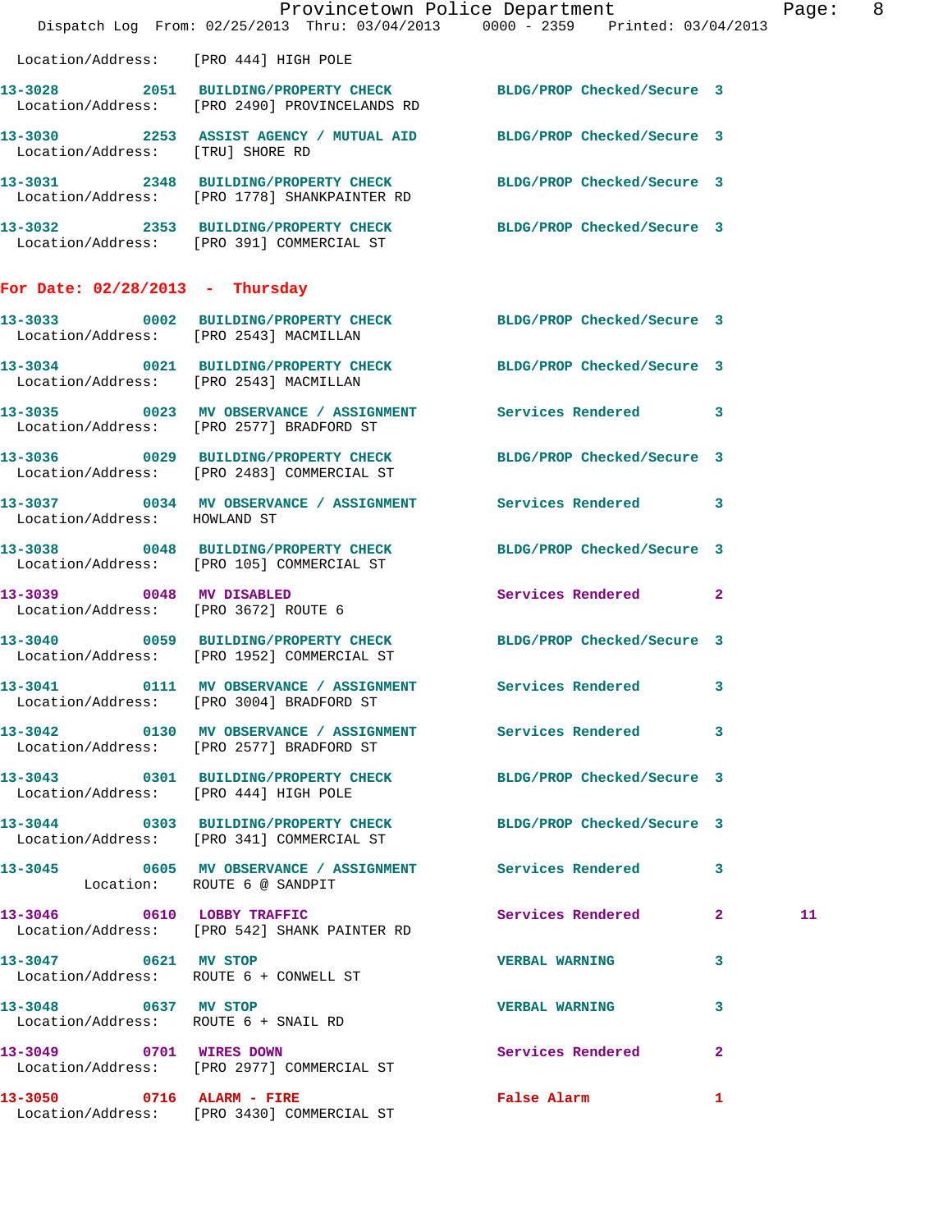Location/Address: [PRO 444] HIGH POLE

**13-3028** 2051 **BUILDING/PROPERTY CHECK** BLDG/PROP Checked/Secure 3
Location/Address: [PRO 2490] PROVINCELANDS RD

**13-3030** 2253 **ASSIST AGENCY / MUTUAL AID** BLDG/PROP Checked/Secure 3
Location/Address: [TRU] SHORE RD

**13-3031** 2348 **BUILDING/PROPERTY CHECK** BLDG/PROP Checked/Secure 3
Location/Address: [PRO 1778] SHANKPAINTER RD

**13-3032** 2353 **BUILDING/PROPERTY CHECK** BLDG/PROP Checked/Secure 3
Location/Address: [PRO 391] COMMERCIAL ST

## For Date: 02/28/2013 - Thursday

**13-3033** 0002 **BUILDING/PROPERTY CHECK** BLDG/PROP Checked/Secure 3
Location/Address: [PRO 2543] MACMILLAN

**13-3034** 0021 **BUILDING/PROPERTY CHECK** BLDG/PROP Checked/Secure 3
Location/Address: [PRO 2543] MACMILLAN

**13-3035** 0023 **MV OBSERVANCE / ASSIGNMENT** Services Rendered 3
Location/Address: [PRO 2577] BRADFORD ST

**13-3036** 0029 **BUILDING/PROPERTY CHECK** BLDG/PROP Checked/Secure 3
Location/Address: [PRO 2483] COMMERCIAL ST

**13-3037** 0034 **MV OBSERVANCE / ASSIGNMENT** Services Rendered 3
Location/Address: HOWLAND ST

**13-3038** 0048 **BUILDING/PROPERTY CHECK** BLDG/PROP Checked/Secure 3
Location/Address: [PRO 105] COMMERCIAL ST

**13-3039** 0048 **MV DISABLED** Services Rendered 2
Location/Address: [PRO 3672] ROUTE 6

**13-3040** 0059 **BUILDING/PROPERTY CHECK** BLDG/PROP Checked/Secure 3
Location/Address: [PRO 1952] COMMERCIAL ST

**13-3041** 0111 **MV OBSERVANCE / ASSIGNMENT** Services Rendered 3
Location/Address: [PRO 3004] BRADFORD ST

**13-3042** 0130 **MV OBSERVANCE / ASSIGNMENT** Services Rendered 3
Location/Address: [PRO 2577] BRADFORD ST

**13-3043** 0301 **BUILDING/PROPERTY CHECK** BLDG/PROP Checked/Secure 3
Location/Address: [PRO 444] HIGH POLE

**13-3044** 0303 **BUILDING/PROPERTY CHECK** BLDG/PROP Checked/Secure 3
Location/Address: [PRO 341] COMMERCIAL ST

**13-3045** 0605 **MV OBSERVANCE / ASSIGNMENT** Services Rendered 3
Location: ROUTE 6 @ SANDPIT

**13-3046** 0610 **LOBBY TRAFFIC** Services Rendered 2 11
Location/Address: [PRO 542] SHANK PAINTER RD

**13-3047** 0621 **MV STOP** VERBAL WARNING 3
Location/Address: ROUTE 6 + CONWELL ST

**13-3048** 0637 **MV STOP** VERBAL WARNING 3
Location/Address: ROUTE 6 + SNAIL RD

**13-3049** 0701 **WIRES DOWN** Services Rendered 2
Location/Address: [PRO 2977] COMMERCIAL ST

**13-3050** 0716 **ALARM - FIRE** False Alarm 1
Location/Address: [PRO 3430] COMMERCIAL ST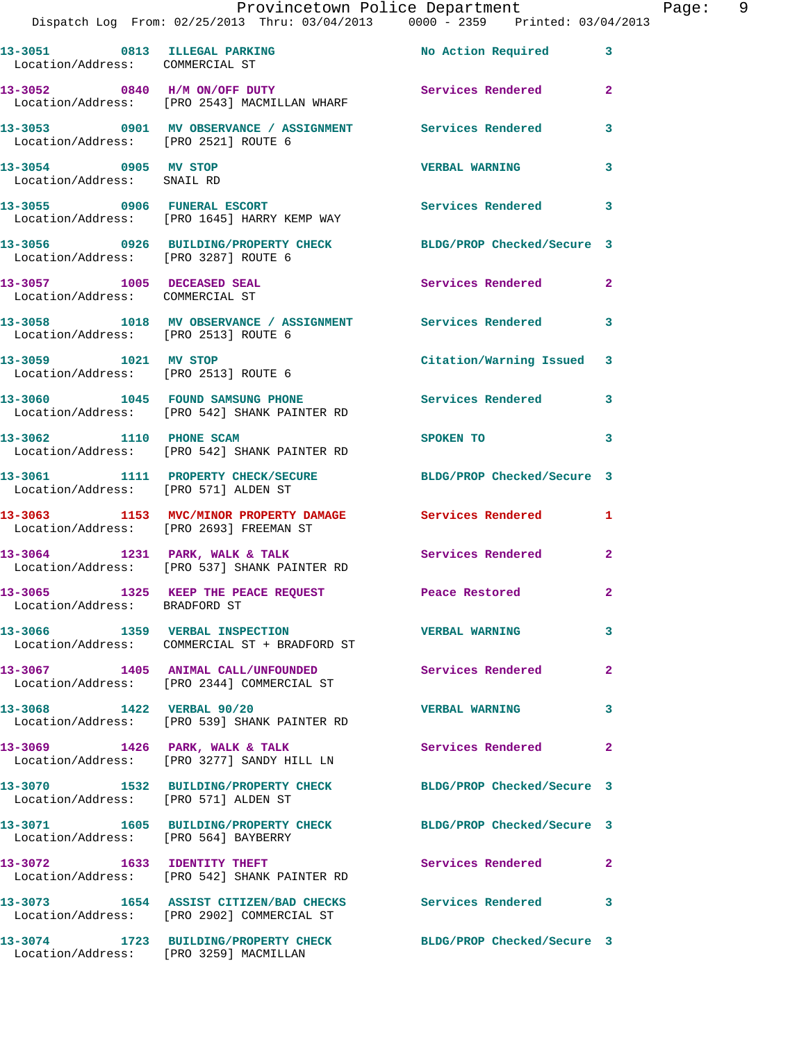| Call Number | Time | Call Reason | Action | Priority |
|---|---|---|---|---|
| 13-3051 | 0813 | ILLEGAL PARKING | No Action Required | 3 |
| | | Location/Address: COMMERCIAL ST | | |
| 13-3052 | 0840 | H/M ON/OFF DUTY | Services Rendered | 2 |
| | | Location/Address: [PRO 2543] MACMILLAN WHARF | | |
| 13-3053 | 0901 | MV OBSERVANCE / ASSIGNMENT | Services Rendered | 3 |
| | | Location/Address: [PRO 2521] ROUTE 6 | | |
| 13-3054 | 0905 | MV STOP | VERBAL WARNING | 3 |
| | | Location/Address: SNAIL RD | | |
| 13-3055 | 0906 | FUNERAL ESCORT | Services Rendered | 3 |
| | | Location/Address: [PRO 1645] HARRY KEMP WAY | | |
| 13-3056 | 0926 | BUILDING/PROPERTY CHECK | BLDG/PROP Checked/Secure | 3 |
| | | Location/Address: [PRO 3287] ROUTE 6 | | |
| 13-3057 | 1005 | DECEASED SEAL | Services Rendered | 2 |
| | | Location/Address: COMMERCIAL ST | | |
| 13-3058 | 1018 | MV OBSERVANCE / ASSIGNMENT | Services Rendered | 3 |
| | | Location/Address: [PRO 2513] ROUTE 6 | | |
| 13-3059 | 1021 | MV STOP | Citation/Warning Issued | 3 |
| | | Location/Address: [PRO 2513] ROUTE 6 | | |
| 13-3060 | 1045 | FOUND SAMSUNG PHONE | Services Rendered | 3 |
| | | Location/Address: [PRO 542] SHANK PAINTER RD | | |
| 13-3062 | 1110 | PHONE SCAM | SPOKEN TO | 3 |
| | | Location/Address: [PRO 542] SHANK PAINTER RD | | |
| 13-3061 | 1111 | PROPERTY CHECK/SECURE | BLDG/PROP Checked/Secure | 3 |
| | | Location/Address: [PRO 571] ALDEN ST | | |
| 13-3063 | 1153 | MVC/MINOR PROPERTY DAMAGE | Services Rendered | 1 |
| | | Location/Address: [PRO 2693] FREEMAN ST | | |
| 13-3064 | 1231 | PARK, WALK & TALK | Services Rendered | 2 |
| | | Location/Address: [PRO 537] SHANK PAINTER RD | | |
| 13-3065 | 1325 | KEEP THE PEACE REQUEST | Peace Restored | 2 |
| | | Location/Address: BRADFORD ST | | |
| 13-3066 | 1359 | VERBAL INSPECTION | VERBAL WARNING | 3 |
| | | Location/Address: COMMERCIAL ST + BRADFORD ST | | |
| 13-3067 | 1405 | ANIMAL CALL/UNFOUNDED | Services Rendered | 2 |
| | | Location/Address: [PRO 2344] COMMERCIAL ST | | |
| 13-3068 | 1422 | VERBAL 90/20 | VERBAL WARNING | 3 |
| | | Location/Address: [PRO 539] SHANK PAINTER RD | | |
| 13-3069 | 1426 | PARK, WALK & TALK | Services Rendered | 2 |
| | | Location/Address: [PRO 3277] SANDY HILL LN | | |
| 13-3070 | 1532 | BUILDING/PROPERTY CHECK | BLDG/PROP Checked/Secure | 3 |
| | | Location/Address: [PRO 571] ALDEN ST | | |
| 13-3071 | 1605 | BUILDING/PROPERTY CHECK | BLDG/PROP Checked/Secure | 3 |
| | | Location/Address: [PRO 564] BAYBERRY | | |
| 13-3072 | 1633 | IDENTITY THEFT | Services Rendered | 2 |
| | | Location/Address: [PRO 542] SHANK PAINTER RD | | |
| 13-3073 | 1654 | ASSIST CITIZEN/BAD CHECKS | Services Rendered | 3 |
| | | Location/Address: [PRO 2902] COMMERCIAL ST | | |
| 13-3074 | 1723 | BUILDING/PROPERTY CHECK | BLDG/PROP Checked/Secure | 3 |
| | | Location/Address: [PRO 3259] MACMILLAN | | |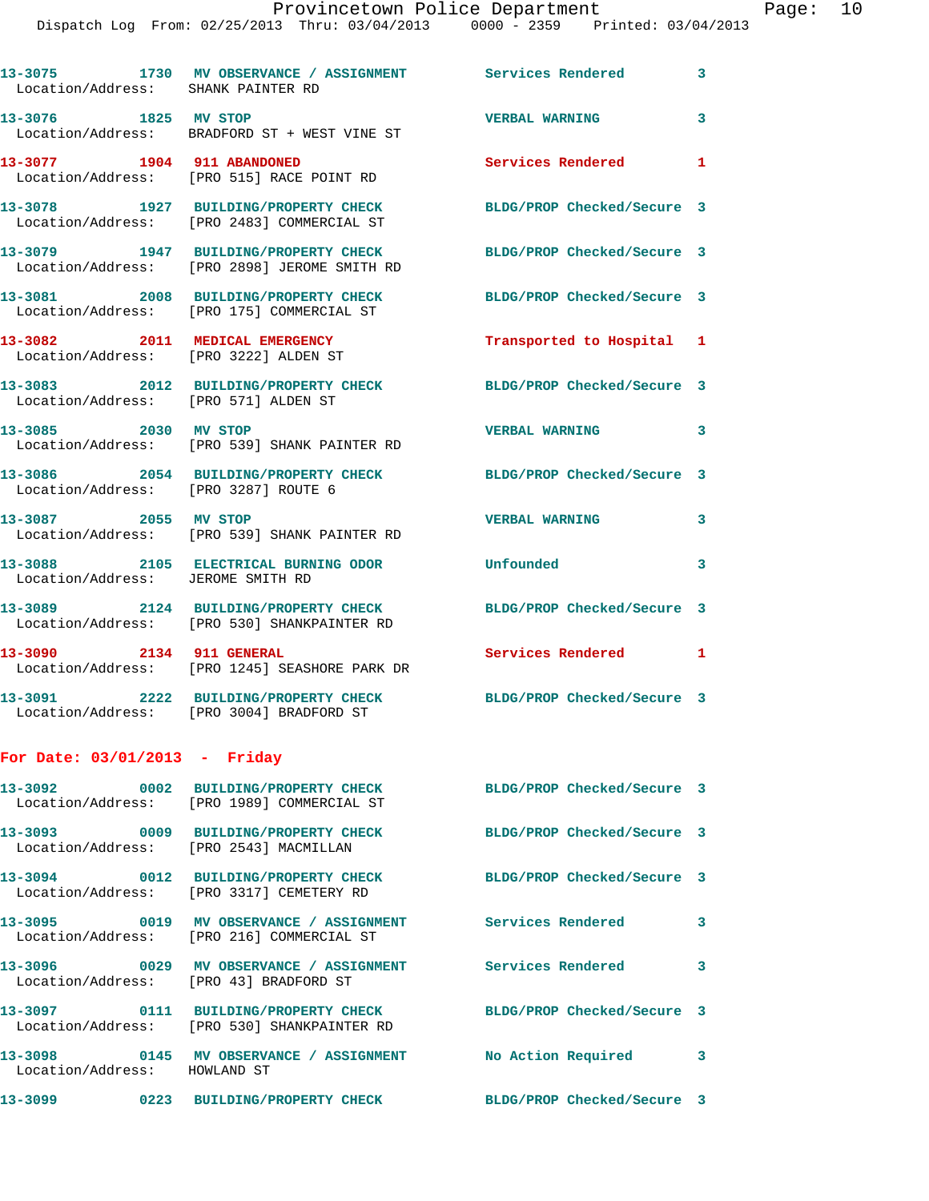13-3075 1730 MV OBSERVANCE / ASSIGNMENT Services Rendered 3
Location/Address: SHANK PAINTER RD

13-3076 1825 MV STOP VERBAL WARNING 3
Location/Address: BRADFORD ST + WEST VINE ST

13-3077 1904 911 ABANDONED Services Rendered 1
Location/Address: [PRO 515] RACE POINT RD

13-3078 1927 BUILDING/PROPERTY CHECK BLDG/PROP Checked/Secure 3
Location/Address: [PRO 2483] COMMERCIAL ST

13-3079 1947 BUILDING/PROPERTY CHECK BLDG/PROP Checked/Secure 3
Location/Address: [PRO 2898] JEROME SMITH RD

13-3081 2008 BUILDING/PROPERTY CHECK BLDG/PROP Checked/Secure 3
Location/Address: [PRO 175] COMMERCIAL ST

13-3082 2011 MEDICAL EMERGENCY Transported to Hospital 1
Location/Address: [PRO 3222] ALDEN ST

13-3083 2012 BUILDING/PROPERTY CHECK BLDG/PROP Checked/Secure 3
Location/Address: [PRO 571] ALDEN ST

13-3085 2030 MV STOP VERBAL WARNING 3
Location/Address: [PRO 539] SHANK PAINTER RD

13-3086 2054 BUILDING/PROPERTY CHECK BLDG/PROP Checked/Secure 3
Location/Address: [PRO 3287] ROUTE 6

13-3087 2055 MV STOP VERBAL WARNING 3
Location/Address: [PRO 539] SHANK PAINTER RD

13-3088 2105 ELECTRICAL BURNING ODOR Unfounded 3
Location/Address: JEROME SMITH RD

13-3089 2124 BUILDING/PROPERTY CHECK BLDG/PROP Checked/Secure 3
Location/Address: [PRO 530] SHANKPAINTER RD

13-3090 2134 911 GENERAL Services Rendered 1
Location/Address: [PRO 1245] SEASHORE PARK DR

13-3091 2222 BUILDING/PROPERTY CHECK BLDG/PROP Checked/Secure 3
Location/Address: [PRO 3004] BRADFORD ST

**For Date: 03/01/2013 - Friday**

13-3092 0002 BUILDING/PROPERTY CHECK BLDG/PROP Checked/Secure 3
Location/Address: [PRO 1989] COMMERCIAL ST

13-3093 0009 BUILDING/PROPERTY CHECK BLDG/PROP Checked/Secure 3
Location/Address: [PRO 2543] MACMILLAN

13-3094 0012 BUILDING/PROPERTY CHECK BLDG/PROP Checked/Secure 3
Location/Address: [PRO 3317] CEMETERY RD

13-3095 0019 MV OBSERVANCE / ASSIGNMENT Services Rendered 3
Location/Address: [PRO 216] COMMERCIAL ST

13-3096 0029 MV OBSERVANCE / ASSIGNMENT Services Rendered 3
Location/Address: [PRO 43] BRADFORD ST

13-3097 0111 BUILDING/PROPERTY CHECK BLDG/PROP Checked/Secure 3
Location/Address: [PRO 530] SHANKPAINTER RD

13-3098 0145 MV OBSERVANCE / ASSIGNMENT No Action Required 3
Location/Address: HOWLAND ST

13-3099 0223 BUILDING/PROPERTY CHECK BLDG/PROP Checked/Secure 3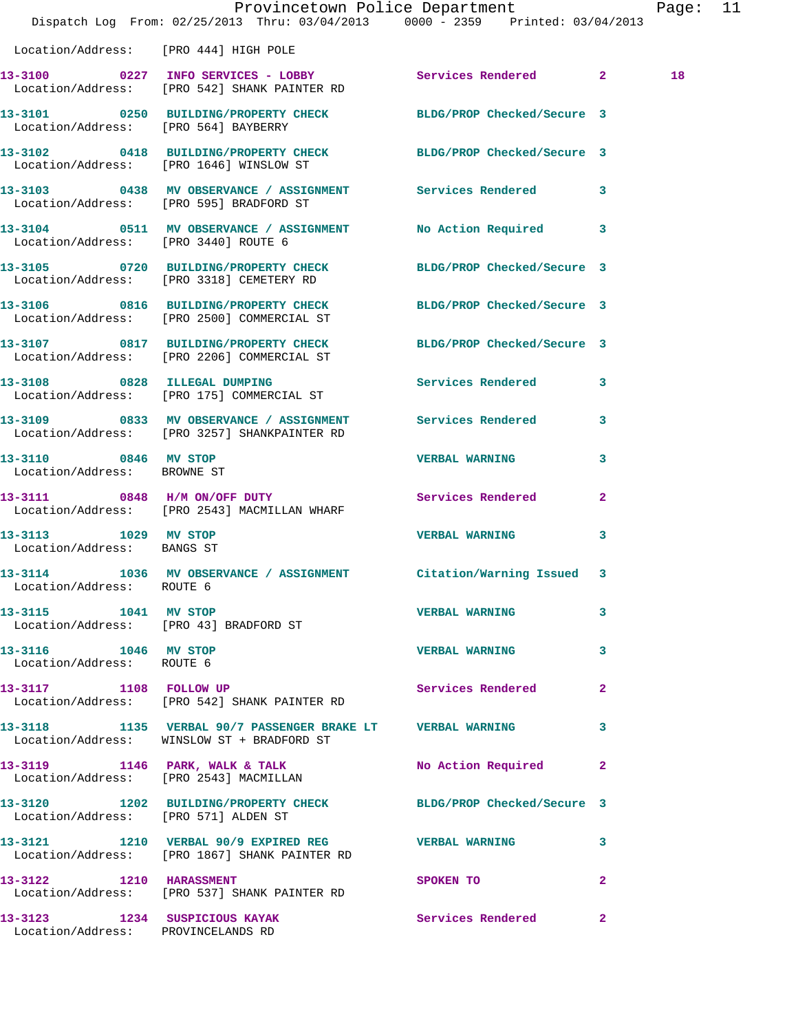Location/Address: [PRO 444] HIGH POLE

13-3100 0227 INFO SERVICES - LOBBY Services Rendered 2 18
Location/Address: [PRO 542] SHANK PAINTER RD

13-3101 0250 BUILDING/PROPERTY CHECK BLDG/PROP Checked/Secure 3
Location/Address: [PRO 564] BAYBERRY

13-3102 0418 BUILDING/PROPERTY CHECK BLDG/PROP Checked/Secure 3
Location/Address: [PRO 1646] WINSLOW ST

13-3103 0438 MV OBSERVANCE / ASSIGNMENT Services Rendered 3
Location/Address: [PRO 595] BRADFORD ST

13-3104 0511 MV OBSERVANCE / ASSIGNMENT No Action Required 3
Location/Address: [PRO 3440] ROUTE 6

13-3105 0720 BUILDING/PROPERTY CHECK BLDG/PROP Checked/Secure 3
Location/Address: [PRO 3318] CEMETERY RD

13-3106 0816 BUILDING/PROPERTY CHECK BLDG/PROP Checked/Secure 3
Location/Address: [PRO 2500] COMMERCIAL ST

13-3107 0817 BUILDING/PROPERTY CHECK BLDG/PROP Checked/Secure 3
Location/Address: [PRO 2206] COMMERCIAL ST

13-3108 0828 ILLEGAL DUMPING Services Rendered 3
Location/Address: [PRO 175] COMMERCIAL ST

13-3109 0833 MV OBSERVANCE / ASSIGNMENT Services Rendered 3
Location/Address: [PRO 3257] SHANKPAINTER RD

13-3110 0846 MV STOP VERBAL WARNING 3
Location/Address: BROWNE ST

13-3111 0848 H/M ON/OFF DUTY Services Rendered 2
Location/Address: [PRO 2543] MACMILLAN WHARF

13-3113 1029 MV STOP VERBAL WARNING 3
Location/Address: BANGS ST

13-3114 1036 MV OBSERVANCE / ASSIGNMENT Citation/Warning Issued 3
Location/Address: ROUTE 6

13-3115 1041 MV STOP VERBAL WARNING 3
Location/Address: [PRO 43] BRADFORD ST

13-3116 1046 MV STOP VERBAL WARNING 3
Location/Address: ROUTE 6

13-3117 1108 FOLLOW UP Services Rendered 2
Location/Address: [PRO 542] SHANK PAINTER RD

13-3118 1135 VERBAL 90/7 PASSENGER BRAKE LT VERBAL WARNING 3
Location/Address: WINSLOW ST + BRADFORD ST

13-3119 1146 PARK, WALK & TALK No Action Required 2
Location/Address: [PRO 2543] MACMILLAN

13-3120 1202 BUILDING/PROPERTY CHECK BLDG/PROP Checked/Secure 3
Location/Address: [PRO 571] ALDEN ST

13-3121 1210 VERBAL 90/9 EXPIRED REG VERBAL WARNING 3
Location/Address: [PRO 1867] SHANK PAINTER RD

13-3122 1210 HARASSMENT SPOKEN TO 2
Location/Address: [PRO 537] SHANK PAINTER RD

13-3123 1234 SUSPICIOUS KAYAK Services Rendered 2
Location/Address: PROVINCELANDS RD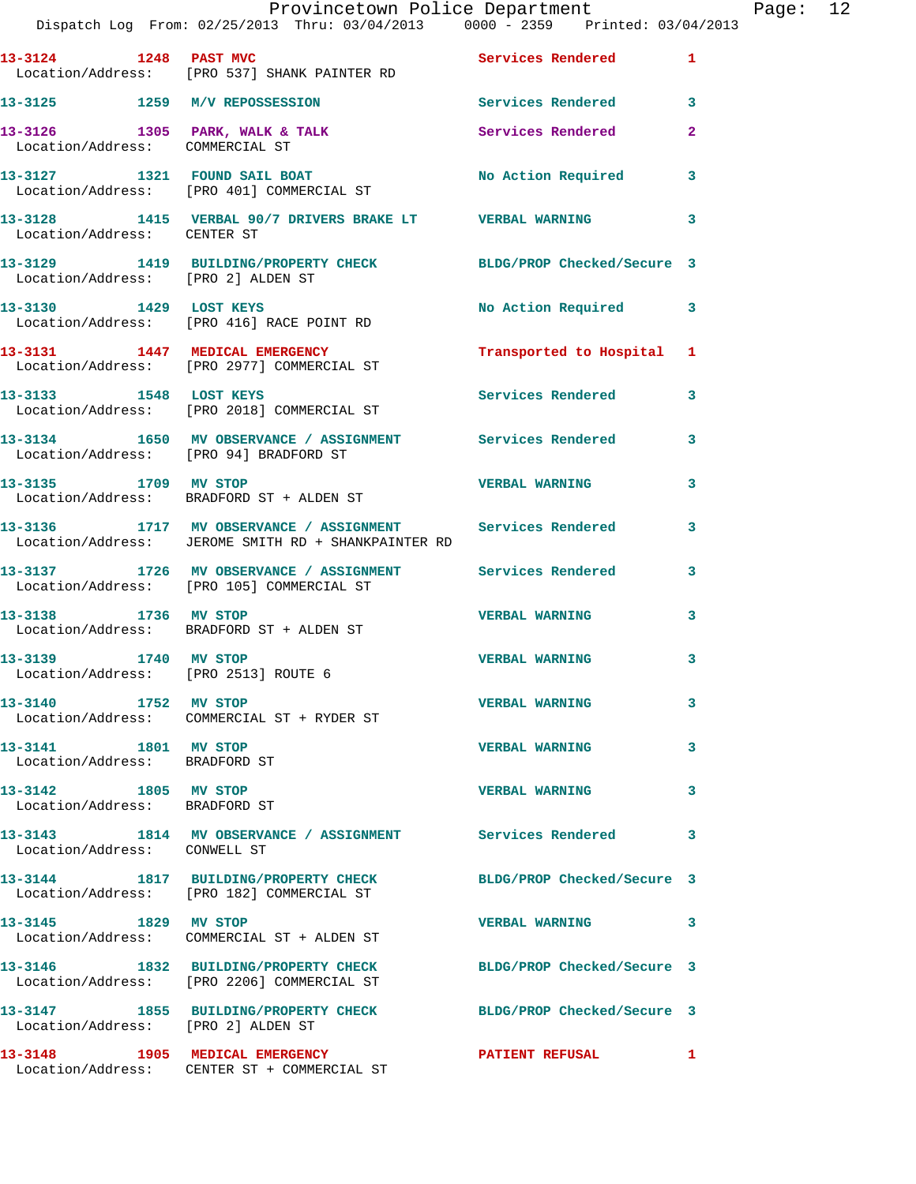| Call # | Time | Call Type | Disposition | Priority |
|---|---|---|---|---|
| 13-3124 | 1248 | PAST MVC | Services Rendered | 1 |
| Location/Address: | | [PRO 537] SHANK PAINTER RD | | |
| 13-3125 | 1259 | M/V REPOSSESSION | Services Rendered | 3 |
| 13-3126 | 1305 | PARK, WALK & TALK | Services Rendered | 2 |
| Location/Address: | | COMMERCIAL ST | | |
| 13-3127 | 1321 | FOUND SAIL BOAT | No Action Required | 3 |
| Location/Address: | | [PRO 401] COMMERCIAL ST | | |
| 13-3128 | 1415 | VERBAL 90/7 DRIVERS BRAKE LT | VERBAL WARNING | 3 |
| Location/Address: | | CENTER ST | | |
| 13-3129 | 1419 | BUILDING/PROPERTY CHECK | BLDG/PROP Checked/Secure | 3 |
| Location/Address: | | [PRO 2] ALDEN ST | | |
| 13-3130 | 1429 | LOST KEYS | No Action Required | 3 |
| Location/Address: | | [PRO 416] RACE POINT RD | | |
| 13-3131 | 1447 | MEDICAL EMERGENCY | Transported to Hospital | 1 |
| Location/Address: | | [PRO 2977] COMMERCIAL ST | | |
| 13-3133 | 1548 | LOST KEYS | Services Rendered | 3 |
| Location/Address: | | [PRO 2018] COMMERCIAL ST | | |
| 13-3134 | 1650 | MV OBSERVANCE / ASSIGNMENT | Services Rendered | 3 |
| Location/Address: | | [PRO 94] BRADFORD ST | | |
| 13-3135 | 1709 | MV STOP | VERBAL WARNING | 3 |
| Location/Address: | | BRADFORD ST + ALDEN ST | | |
| 13-3136 | 1717 | MV OBSERVANCE / ASSIGNMENT | Services Rendered | 3 |
| Location/Address: | | JEROME SMITH RD + SHANKPAINTER RD | | |
| 13-3137 | 1726 | MV OBSERVANCE / ASSIGNMENT | Services Rendered | 3 |
| Location/Address: | | [PRO 105] COMMERCIAL ST | | |
| 13-3138 | 1736 | MV STOP | VERBAL WARNING | 3 |
| Location/Address: | | BRADFORD ST + ALDEN ST | | |
| 13-3139 | 1740 | MV STOP | VERBAL WARNING | 3 |
| Location/Address: | | [PRO 2513] ROUTE 6 | | |
| 13-3140 | 1752 | MV STOP | VERBAL WARNING | 3 |
| Location/Address: | | COMMERCIAL ST + RYDER ST | | |
| 13-3141 | 1801 | MV STOP | VERBAL WARNING | 3 |
| Location/Address: | | BRADFORD ST | | |
| 13-3142 | 1805 | MV STOP | VERBAL WARNING | 3 |
| Location/Address: | | BRADFORD ST | | |
| 13-3143 | 1814 | MV OBSERVANCE / ASSIGNMENT | Services Rendered | 3 |
| Location/Address: | | CONWELL ST | | |
| 13-3144 | 1817 | BUILDING/PROPERTY CHECK | BLDG/PROP Checked/Secure | 3 |
| Location/Address: | | [PRO 182] COMMERCIAL ST | | |
| 13-3145 | 1829 | MV STOP | VERBAL WARNING | 3 |
| Location/Address: | | COMMERCIAL ST + ALDEN ST | | |
| 13-3146 | 1832 | BUILDING/PROPERTY CHECK | BLDG/PROP Checked/Secure | 3 |
| Location/Address: | | [PRO 2206] COMMERCIAL ST | | |
| 13-3147 | 1855 | BUILDING/PROPERTY CHECK | BLDG/PROP Checked/Secure | 3 |
| Location/Address: | | [PRO 2] ALDEN ST | | |
| 13-3148 | 1905 | MEDICAL EMERGENCY | PATIENT REFUSAL | 1 |
| Location/Address: | | CENTER ST + COMMERCIAL ST | | |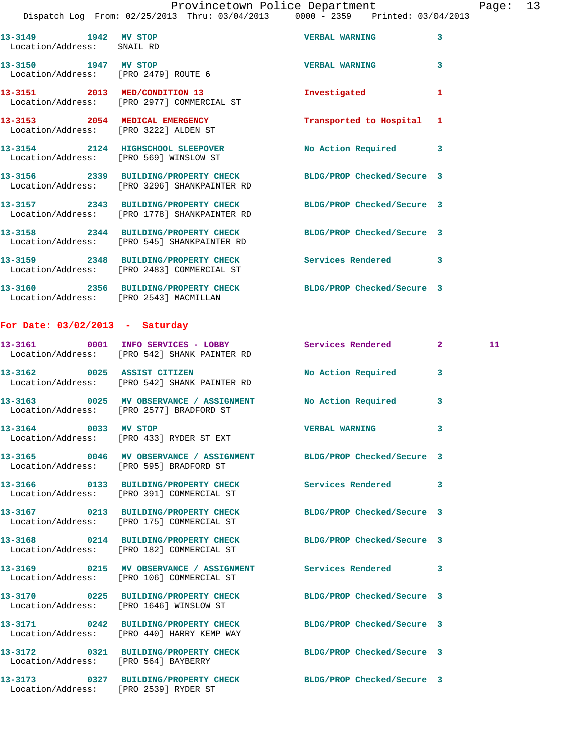13-3149 1942 MV STOP VERBAL WARNING 3
Location/Address: SNAIL RD

13-3150 1947 MV STOP VERBAL WARNING 3
Location/Address: [PRO 2479] ROUTE 6

13-3151 2013 MED/CONDITION 13 Investigated 1
Location/Address: [PRO 2977] COMMERCIAL ST

13-3153 2054 MEDICAL EMERGENCY Transported to Hospital 1
Location/Address: [PRO 3222] ALDEN ST

13-3154 2124 HIGHSCHOOL SLEEPOVER No Action Required 3
Location/Address: [PRO 569] WINSLOW ST

13-3156 2339 BUILDING/PROPERTY CHECK BLDG/PROP Checked/Secure 3
Location/Address: [PRO 3296] SHANKPAINTER RD

13-3157 2343 BUILDING/PROPERTY CHECK BLDG/PROP Checked/Secure 3
Location/Address: [PRO 1778] SHANKPAINTER RD

13-3158 2344 BUILDING/PROPERTY CHECK BLDG/PROP Checked/Secure 3
Location/Address: [PRO 545] SHANKPAINTER RD

13-3159 2348 BUILDING/PROPERTY CHECK Services Rendered 3
Location/Address: [PRO 2483] COMMERCIAL ST

13-3160 2356 BUILDING/PROPERTY CHECK BLDG/PROP Checked/Secure 3
Location/Address: [PRO 2543] MACMILLAN

**For Date: 03/02/2013 - Saturday**

13-3161 0001 INFO SERVICES - LOBBY Services Rendered 2 11
Location/Address: [PRO 542] SHANK PAINTER RD

13-3162 0025 ASSIST CITIZEN No Action Required 3
Location/Address: [PRO 542] SHANK PAINTER RD

13-3163 0025 MV OBSERVANCE / ASSIGNMENT No Action Required 3
Location/Address: [PRO 2577] BRADFORD ST

13-3164 0033 MV STOP VERBAL WARNING 3
Location/Address: [PRO 433] RYDER ST EXT

13-3165 0046 MV OBSERVANCE / ASSIGNMENT BLDG/PROP Checked/Secure 3
Location/Address: [PRO 595] BRADFORD ST

13-3166 0133 BUILDING/PROPERTY CHECK Services Rendered 3
Location/Address: [PRO 391] COMMERCIAL ST

13-3167 0213 BUILDING/PROPERTY CHECK BLDG/PROP Checked/Secure 3
Location/Address: [PRO 175] COMMERCIAL ST

13-3168 0214 BUILDING/PROPERTY CHECK BLDG/PROP Checked/Secure 3
Location/Address: [PRO 182] COMMERCIAL ST

13-3169 0215 MV OBSERVANCE / ASSIGNMENT Services Rendered 3
Location/Address: [PRO 106] COMMERCIAL ST

13-3170 0225 BUILDING/PROPERTY CHECK BLDG/PROP Checked/Secure 3
Location/Address: [PRO 1646] WINSLOW ST

13-3171 0242 BUILDING/PROPERTY CHECK BLDG/PROP Checked/Secure 3
Location/Address: [PRO 440] HARRY KEMP WAY

13-3172 0321 BUILDING/PROPERTY CHECK BLDG/PROP Checked/Secure 3
Location/Address: [PRO 564] BAYBERRY

13-3173 0327 BUILDING/PROPERTY CHECK BLDG/PROP Checked/Secure 3
Location/Address: [PRO 2539] RYDER ST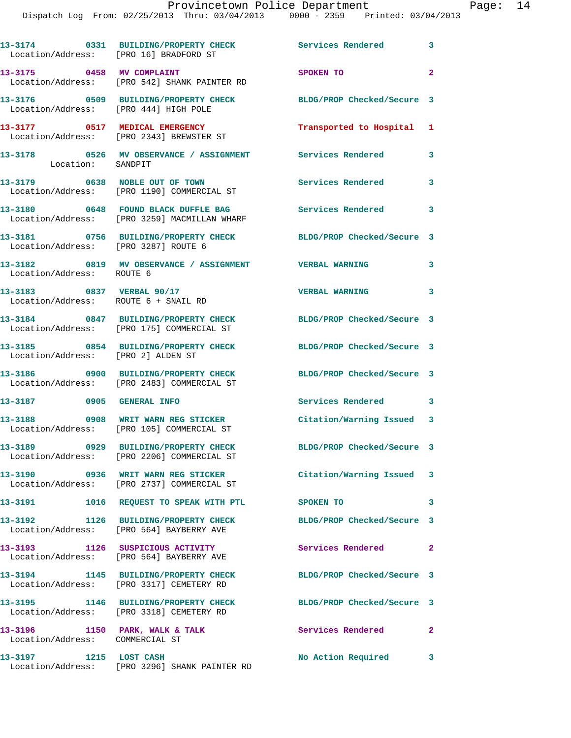13-3174 0331 BUILDING/PROPERTY CHECK Services Rendered 3
Location/Address: [PRO 16] BRADFORD ST

13-3175 0458 MV COMPLAINT SPOKEN TO 2
Location/Address: [PRO 542] SHANK PAINTER RD

13-3176 0509 BUILDING/PROPERTY CHECK BLDG/PROP Checked/Secure 3
Location/Address: [PRO 444] HIGH POLE

13-3177 0517 MEDICAL EMERGENCY Transported to Hospital 1
Location/Address: [PRO 2343] BREWSTER ST

13-3178 0526 MV OBSERVANCE / ASSIGNMENT Services Rendered 3
Location: SANDPIT

13-3179 0638 NOBLE OUT OF TOWN Services Rendered 3
Location/Address: [PRO 1190] COMMERCIAL ST

13-3180 0648 FOUND BLACK DUFFLE BAG Services Rendered 3
Location/Address: [PRO 3259] MACMILLAN WHARF

13-3181 0756 BUILDING/PROPERTY CHECK BLDG/PROP Checked/Secure 3
Location/Address: [PRO 3287] ROUTE 6

13-3182 0819 MV OBSERVANCE / ASSIGNMENT VERBAL WARNING 3
Location/Address: ROUTE 6

13-3183 0837 VERBAL 90/17 VERBAL WARNING 3
Location/Address: ROUTE 6 + SNAIL RD

13-3184 0847 BUILDING/PROPERTY CHECK BLDG/PROP Checked/Secure 3
Location/Address: [PRO 175] COMMERCIAL ST

13-3185 0854 BUILDING/PROPERTY CHECK BLDG/PROP Checked/Secure 3
Location/Address: [PRO 2] ALDEN ST

13-3186 0900 BUILDING/PROPERTY CHECK BLDG/PROP Checked/Secure 3
Location/Address: [PRO 2483] COMMERCIAL ST

13-3187 0905 GENERAL INFO Services Rendered 3

13-3188 0908 WRIT WARN REG STICKER Citation/Warning Issued 3
Location/Address: [PRO 105] COMMERCIAL ST

13-3189 0929 BUILDING/PROPERTY CHECK BLDG/PROP Checked/Secure 3
Location/Address: [PRO 2206] COMMERCIAL ST

13-3190 0936 WRIT WARN REG STICKER Citation/Warning Issued 3
Location/Address: [PRO 2737] COMMERCIAL ST

13-3191 1016 REQUEST TO SPEAK WITH PTL SPOKEN TO 3

13-3192 1126 BUILDING/PROPERTY CHECK BLDG/PROP Checked/Secure 3
Location/Address: [PRO 564] BAYBERRY AVE

13-3193 1126 SUSPICIOUS ACTIVITY Services Rendered 2
Location/Address: [PRO 564] BAYBERRY AVE

13-3194 1145 BUILDING/PROPERTY CHECK BLDG/PROP Checked/Secure 3
Location/Address: [PRO 3317] CEMETERY RD

13-3195 1146 BUILDING/PROPERTY CHECK BLDG/PROP Checked/Secure 3
Location/Address: [PRO 3318] CEMETERY RD

13-3196 1150 PARK, WALK & TALK Services Rendered 2
Location/Address: COMMERCIAL ST

13-3197 1215 LOST CASH No Action Required 3
Location/Address: [PRO 3296] SHANK PAINTER RD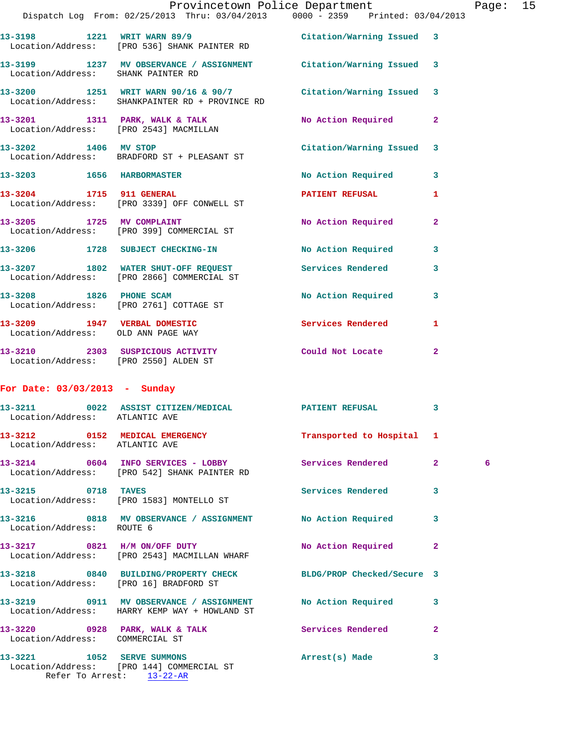13-3198 1221 WRIT WARN 89/9 Citation/Warning Issued 3
Location/Address: [PRO 536] SHANK PAINTER RD

13-3199 1237 MV OBSERVANCE / ASSIGNMENT Citation/Warning Issued 3
Location/Address: SHANK PAINTER RD

13-3200 1251 WRIT WARN 90/16 & 90/7 Citation/Warning Issued 3
Location/Address: SHANKPAINTER RD + PROVINCE RD

13-3201 1311 PARK, WALK & TALK No Action Required 2
Location/Address: [PRO 2543] MACMILLAN

13-3202 1406 MV STOP Citation/Warning Issued 3
Location/Address: BRADFORD ST + PLEASANT ST

13-3203 1656 HARBORMASTER No Action Required 3

13-3204 1715 911 GENERAL PATIENT REFUSAL 1
Location/Address: [PRO 3339] OFF CONWELL ST

13-3205 1725 MV COMPLAINT No Action Required 2
Location/Address: [PRO 399] COMMERCIAL ST

13-3206 1728 SUBJECT CHECKING-IN No Action Required 3

13-3207 1802 WATER SHUT-OFF REQUEST Services Rendered 3
Location/Address: [PRO 2866] COMMERCIAL ST

13-3208 1826 PHONE SCAM No Action Required 3
Location/Address: [PRO 2761] COTTAGE ST

13-3209 1947 VERBAL DOMESTIC Services Rendered 1
Location/Address: OLD ANN PAGE WAY

13-3210 2303 SUSPICIOUS ACTIVITY Could Not Locate 2
Location/Address: [PRO 2550] ALDEN ST

## For Date: 03/03/2013 - Sunday

13-3211 0022 ASSIST CITIZEN/MEDICAL PATIENT REFUSAL 3
Location/Address: ATLANTIC AVE

13-3212 0152 MEDICAL EMERGENCY Transported to Hospital 1
Location/Address: ATLANTIC AVE

13-3214 0604 INFO SERVICES - LOBBY Services Rendered 2 6
Location/Address: [PRO 542] SHANK PAINTER RD

13-3215 0718 TAVES Services Rendered 3
Location/Address: [PRO 1583] MONTELLO ST

13-3216 0818 MV OBSERVANCE / ASSIGNMENT No Action Required 3
Location/Address: ROUTE 6

13-3217 0821 H/M ON/OFF DUTY No Action Required 2
Location/Address: [PRO 2543] MACMILLAN WHARF

13-3218 0840 BUILDING/PROPERTY CHECK BLDG/PROP Checked/Secure 3
Location/Address: [PRO 16] BRADFORD ST

13-3219 0911 MV OBSERVANCE / ASSIGNMENT No Action Required 3
Location/Address: HARRY KEMP WAY + HOWLAND ST

13-3220 0928 PARK, WALK & TALK Services Rendered 2
Location/Address: COMMERCIAL ST

13-3221 1052 SERVE SUMMONS Arrest(s) Made 3
Location/Address: [PRO 144] COMMERCIAL ST
Refer To Arrest: 13-22-AR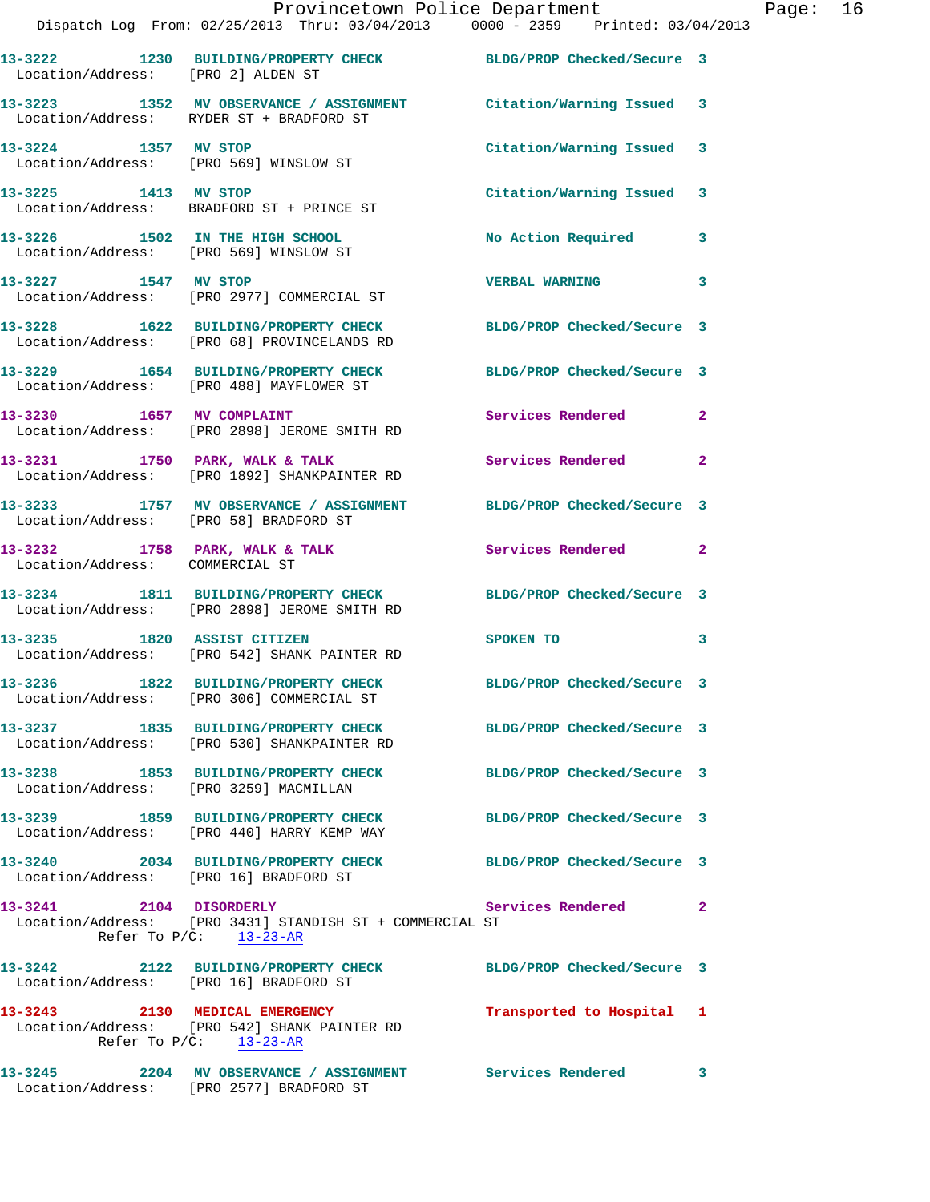13-3222 1230 BUILDING/PROPERTY CHECK BLDG/PROP Checked/Secure 3
Location/Address: [PRO 2] ALDEN ST

13-3223 1352 MV OBSERVANCE / ASSIGNMENT Citation/Warning Issued 3
Location/Address: RYDER ST + BRADFORD ST

13-3224 1357 MV STOP Citation/Warning Issued 3
Location/Address: [PRO 569] WINSLOW ST

13-3225 1413 MV STOP Citation/Warning Issued 3
Location/Address: BRADFORD ST + PRINCE ST

13-3226 1502 IN THE HIGH SCHOOL No Action Required 3
Location/Address: [PRO 569] WINSLOW ST

13-3227 1547 MV STOP VERBAL WARNING 3
Location/Address: [PRO 2977] COMMERCIAL ST

13-3228 1622 BUILDING/PROPERTY CHECK BLDG/PROP Checked/Secure 3
Location/Address: [PRO 68] PROVINCELANDS RD

13-3229 1654 BUILDING/PROPERTY CHECK BLDG/PROP Checked/Secure 3
Location/Address: [PRO 488] MAYFLOWER ST

13-3230 1657 MV COMPLAINT Services Rendered 2
Location/Address: [PRO 2898] JEROME SMITH RD

13-3231 1750 PARK, WALK & TALK Services Rendered 2
Location/Address: [PRO 1892] SHANKPAINTER RD

13-3233 1757 MV OBSERVANCE / ASSIGNMENT BLDG/PROP Checked/Secure 3
Location/Address: [PRO 58] BRADFORD ST

13-3232 1758 PARK, WALK & TALK Services Rendered 2
Location/Address: COMMERCIAL ST

13-3234 1811 BUILDING/PROPERTY CHECK BLDG/PROP Checked/Secure 3
Location/Address: [PRO 2898] JEROME SMITH RD

13-3235 1820 ASSIST CITIZEN SPOKEN TO 3
Location/Address: [PRO 542] SHANK PAINTER RD

13-3236 1822 BUILDING/PROPERTY CHECK BLDG/PROP Checked/Secure 3
Location/Address: [PRO 306] COMMERCIAL ST

13-3237 1835 BUILDING/PROPERTY CHECK BLDG/PROP Checked/Secure 3
Location/Address: [PRO 530] SHANKPAINTER RD

13-3238 1853 BUILDING/PROPERTY CHECK BLDG/PROP Checked/Secure 3
Location/Address: [PRO 3259] MACMILLAN

13-3239 1859 BUILDING/PROPERTY CHECK BLDG/PROP Checked/Secure 3
Location/Address: [PRO 440] HARRY KEMP WAY

13-3240 2034 BUILDING/PROPERTY CHECK BLDG/PROP Checked/Secure 3
Location/Address: [PRO 16] BRADFORD ST

13-3241 2104 DISORDERLY Services Rendered 2
Location/Address: [PRO 3431] STANDISH ST + COMMERCIAL ST
Refer To P/C: 13-23-AR

13-3242 2122 BUILDING/PROPERTY CHECK BLDG/PROP Checked/Secure 3
Location/Address: [PRO 16] BRADFORD ST

13-3243 2130 MEDICAL EMERGENCY Transported to Hospital 1
Location/Address: [PRO 542] SHANK PAINTER RD
Refer To P/C: 13-23-AR

13-3245 2204 MV OBSERVANCE / ASSIGNMENT Services Rendered 3
Location/Address: [PRO 2577] BRADFORD ST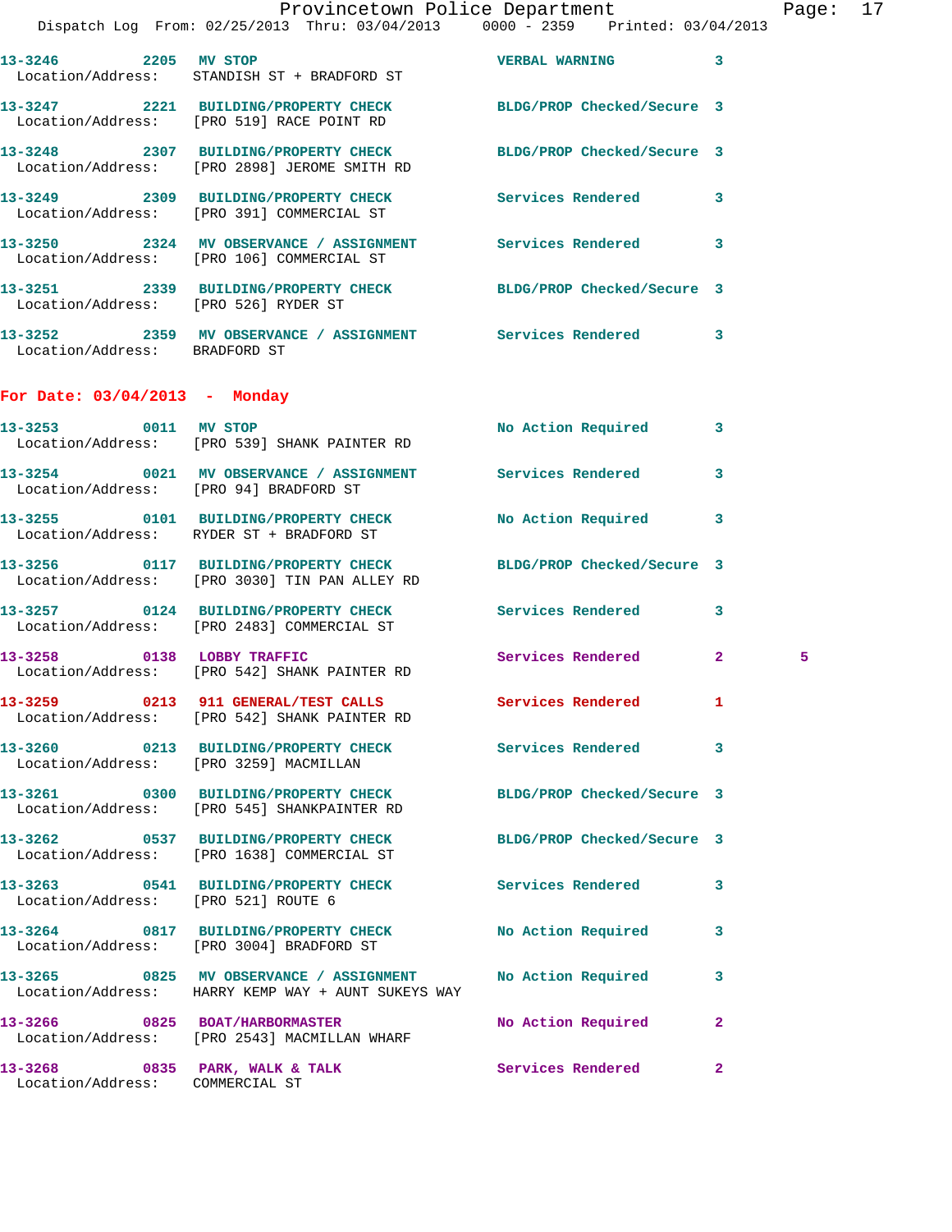13-3246 2205 MV STOP VERBAL WARNING 3
Location/Address: STANDISH ST + BRADFORD ST

13-3247 2221 BUILDING/PROPERTY CHECK BLDG/PROP Checked/Secure 3
Location/Address: [PRO 519] RACE POINT RD

13-3248 2307 BUILDING/PROPERTY CHECK BLDG/PROP Checked/Secure 3
Location/Address: [PRO 2898] JEROME SMITH RD

13-3249 2309 BUILDING/PROPERTY CHECK Services Rendered 3
Location/Address: [PRO 391] COMMERCIAL ST

13-3250 2324 MV OBSERVANCE / ASSIGNMENT Services Rendered 3
Location/Address: [PRO 106] COMMERCIAL ST

13-3251 2339 BUILDING/PROPERTY CHECK BLDG/PROP Checked/Secure 3
Location/Address: [PRO 526] RYDER ST

13-3252 2359 MV OBSERVANCE / ASSIGNMENT Services Rendered 3
Location/Address: BRADFORD ST

## For Date: 03/04/2013 - Monday

13-3253 0011 MV STOP No Action Required 3
Location/Address: [PRO 539] SHANK PAINTER RD

13-3254 0021 MV OBSERVANCE / ASSIGNMENT Services Rendered 3
Location/Address: [PRO 94] BRADFORD ST

13-3255 0101 BUILDING/PROPERTY CHECK No Action Required 3
Location/Address: RYDER ST + BRADFORD ST

13-3256 0117 BUILDING/PROPERTY CHECK BLDG/PROP Checked/Secure 3
Location/Address: [PRO 3030] TIN PAN ALLEY RD

13-3257 0124 BUILDING/PROPERTY CHECK Services Rendered 3
Location/Address: [PRO 2483] COMMERCIAL ST

13-3258 0138 LOBBY TRAFFIC Services Rendered 2 5
Location/Address: [PRO 542] SHANK PAINTER RD

13-3259 0213 911 GENERAL/TEST CALLS Services Rendered 1
Location/Address: [PRO 542] SHANK PAINTER RD

13-3260 0213 BUILDING/PROPERTY CHECK Services Rendered 3
Location/Address: [PRO 3259] MACMILLAN

13-3261 0300 BUILDING/PROPERTY CHECK BLDG/PROP Checked/Secure 3
Location/Address: [PRO 545] SHANKPAINTER RD

13-3262 0537 BUILDING/PROPERTY CHECK BLDG/PROP Checked/Secure 3
Location/Address: [PRO 1638] COMMERCIAL ST

13-3263 0541 BUILDING/PROPERTY CHECK Services Rendered 3
Location/Address: [PRO 521] ROUTE 6

13-3264 0817 BUILDING/PROPERTY CHECK No Action Required 3
Location/Address: [PRO 3004] BRADFORD ST

13-3265 0825 MV OBSERVANCE / ASSIGNMENT No Action Required 3
Location/Address: HARRY KEMP WAY + AUNT SUKEYS WAY

13-3266 0825 BOAT/HARBORMASTER No Action Required 2
Location/Address: [PRO 2543] MACMILLAN WHARF

13-3268 0835 PARK, WALK & TALK Services Rendered 2
Location/Address: COMMERCIAL ST